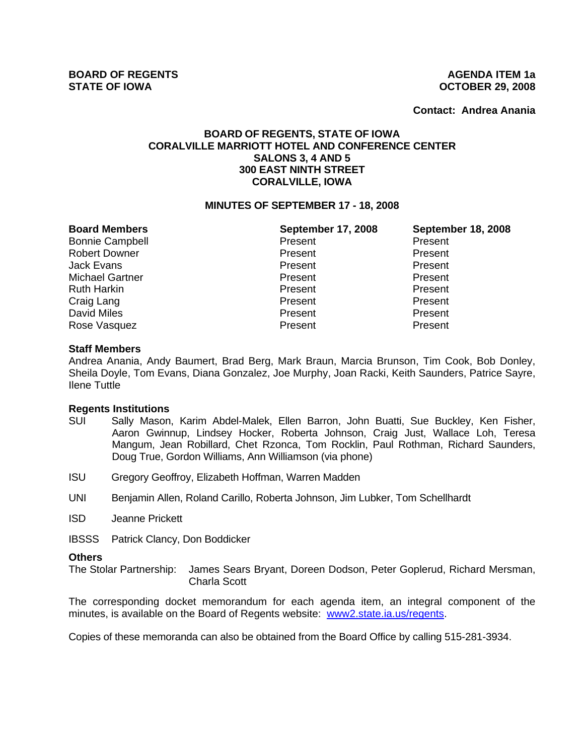**BOARD OF REGENTS**
**STATE OF IOWA**

**AGENDA ITEM 1a**
**OCTOBER 29, 2008**

**Contact: Andrea Anania**

**BOARD OF REGENTS, STATE OF IOWA**
**CORALVILLE MARRIOTT HOTEL AND CONFERENCE CENTER**
**SALONS 3, 4 AND 5**
**300 EAST NINTH STREET**
**CORALVILLE, IOWA**

**MINUTES OF SEPTEMBER 17 - 18, 2008**

| **Board Members** | **September 17, 2008** | **September 18, 2008** |
|---|---|---|
| Bonnie Campbell | Present | Present |
| Robert Downer | Present | Present |
| Jack Evans | Present | Present |
| Michael Gartner | Present | Present |
| Ruth Harkin | Present | Present |
| Craig Lang | Present | Present |
| David Miles | Present | Present |
| Rose Vasquez | Present | Present |

**Staff Members**

Andrea Anania, Andy Baumert, Brad Berg, Mark Braun, Marcia Brunson, Tim Cook, Bob Donley, Sheila Doyle, Tom Evans, Diana Gonzalez, Joe Murphy, Joan Racki, Keith Saunders, Patrice Sayre, Ilene Tuttle

**Regents Institutions**

SUI Sally Mason, Karim Abdel-Malek, Ellen Barron, John Buatti, Sue Buckley, Ken Fisher, Aaron Gwinnup, Lindsey Hocker, Roberta Johnson, Craig Just, Wallace Loh, Teresa Mangum, Jean Robillard, Chet Rzonca, Tom Rocklin, Paul Rothman, Richard Saunders, Doug True, Gordon Williams, Ann Williamson (via phone)

ISU Gregory Geoffroy, Elizabeth Hoffman, Warren Madden

UNI Benjamin Allen, Roland Carillo, Roberta Johnson, Jim Lubker, Tom Schellhardt

ISD Jeanne Prickett

IBSSS Patrick Clancy, Don Boddicker

**Others**

The Stolar Partnership: James Sears Bryant, Doreen Dodson, Peter Goplerud, Richard Mersman, Charla Scott

The corresponding docket memorandum for each agenda item, an integral component of the minutes, is available on the Board of Regents website: www2.state.ia.us/regents.

Copies of these memoranda can also be obtained from the Board Office by calling 515-281-3934.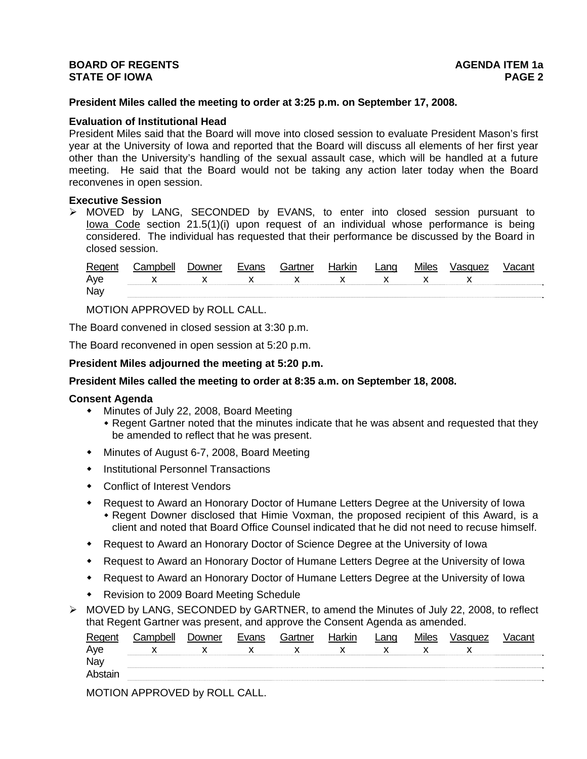**President Miles called the meeting to order at 3:25 p.m. on September 17, 2008.**

**Evaluation of Institutional Head**

President Miles said that the Board will move into closed session to evaluate President Mason's first year at the University of Iowa and reported that the Board will discuss all elements of her first year other than the University's handling of the sexual assault case, which will be handled at a future meeting. He said that the Board would not be taking any action later today when the Board reconvenes in open session.

**Executive Session**

➢ MOVED by LANG, SECONDED by EVANS, to enter into closed session pursuant to Iowa Code section 21.5(1)(i) upon request of an individual whose performance is being considered. The individual has requested that their performance be discussed by the Board in closed session.

| Regent | Campbell | Downer | Evans | Gartner | Harkin | Lang | Miles | Vasquez | Vacant |
|---|---|---|---|---|---|---|---|---|---|
| Aye | x | x | x | x | x | x | x | x | |
| Nay | | | | | | | | | |

MOTION APPROVED by ROLL CALL.

The Board convened in closed session at 3:30 p.m.

The Board reconvened in open session at 5:20 p.m.

**President Miles adjourned the meeting at 5:20 p.m.**

**President Miles called the meeting to order at 8:35 a.m. on September 18, 2008.**

**Consent Agenda**

- Minutes of July 22, 2008, Board Meeting
  - Regent Gartner noted that the minutes indicate that he was absent and requested that they be amended to reflect that he was present.
- Minutes of August 6-7, 2008, Board Meeting
- Institutional Personnel Transactions
- Conflict of Interest Vendors
- Request to Award an Honorary Doctor of Humane Letters Degree at the University of Iowa
  - Regent Downer disclosed that Himie Voxman, the proposed recipient of this Award, is a client and noted that Board Office Counsel indicated that he did not need to recuse himself.
- Request to Award an Honorary Doctor of Science Degree at the University of Iowa
- Request to Award an Honorary Doctor of Humane Letters Degree at the University of Iowa
- Request to Award an Honorary Doctor of Humane Letters Degree at the University of Iowa
- Revision to 2009 Board Meeting Schedule

➢ MOVED by LANG, SECONDED by GARTNER, to amend the Minutes of July 22, 2008, to reflect that Regent Gartner was present, and approve the Consent Agenda as amended.

| Regent | Campbell | Downer | Evans | Gartner | Harkin | Lang | Miles | Vasquez | Vacant |
|---|---|---|---|---|---|---|---|---|---|
| Aye | x | x | x | x | x | x | x | x | |
| Nay | | | | | | | | | |
| Abstain | | | | | | | | | |

MOTION APPROVED by ROLL CALL.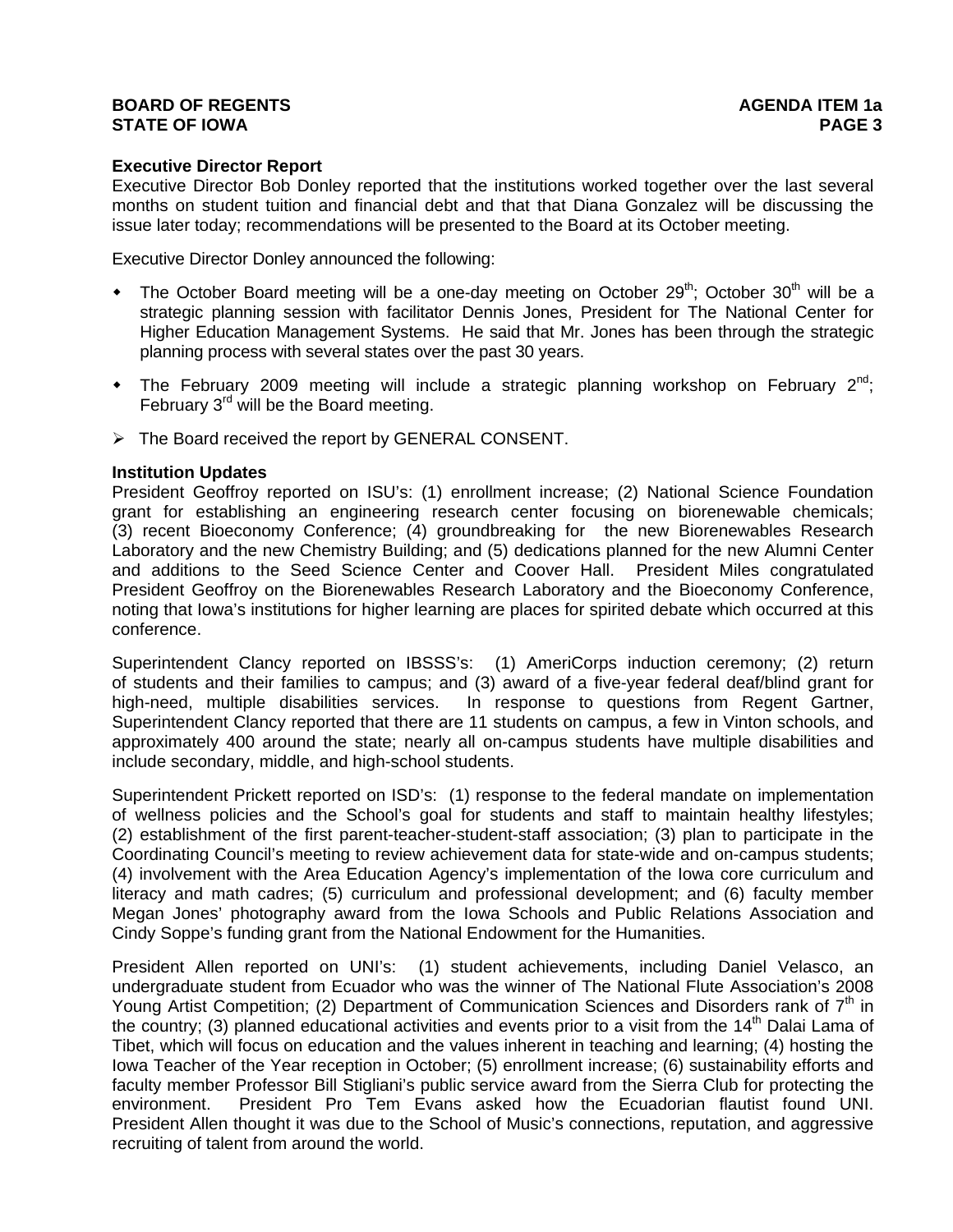**Executive Director Report**
Executive Director Bob Donley reported that the institutions worked together over the last several months on student tuition and financial debt and that that Diana Gonzalez will be discussing the issue later today; recommendations will be presented to the Board at its October meeting.

Executive Director Donley announced the following:

- The October Board meeting will be a one-day meeting on October 29th; October 30th will be a strategic planning session with facilitator Dennis Jones, President for The National Center for Higher Education Management Systems. He said that Mr. Jones has been through the strategic planning process with several states over the past 30 years.
- The February 2009 meeting will include a strategic planning workshop on February 2nd; February 3rd will be the Board meeting.

➢ The Board received the report by GENERAL CONSENT.

**Institution Updates**
President Geoffroy reported on ISU's: (1) enrollment increase; (2) National Science Foundation grant for establishing an engineering research center focusing on biorenewable chemicals; (3) recent Bioeconomy Conference; (4) groundbreaking for the new Biorenewables Research Laboratory and the new Chemistry Building; and (5) dedications planned for the new Alumni Center and additions to the Seed Science Center and Coover Hall. President Miles congratulated President Geoffroy on the Biorenewables Research Laboratory and the Bioeconomy Conference, noting that Iowa's institutions for higher learning are places for spirited debate which occurred at this conference.

Superintendent Clancy reported on IBSSS's: (1) AmeriCorps induction ceremony; (2) return of students and their families to campus; and (3) award of a five-year federal deaf/blind grant for high-need, multiple disabilities services. In response to questions from Regent Gartner, Superintendent Clancy reported that there are 11 students on campus, a few in Vinton schools, and approximately 400 around the state; nearly all on-campus students have multiple disabilities and include secondary, middle, and high-school students.

Superintendent Prickett reported on ISD's: (1) response to the federal mandate on implementation of wellness policies and the School's goal for students and staff to maintain healthy lifestyles; (2) establishment of the first parent-teacher-student-staff association; (3) plan to participate in the Coordinating Council's meeting to review achievement data for state-wide and on-campus students; (4) involvement with the Area Education Agency's implementation of the Iowa core curriculum and literacy and math cadres; (5) curriculum and professional development; and (6) faculty member Megan Jones' photography award from the Iowa Schools and Public Relations Association and Cindy Soppe's funding grant from the National Endowment for the Humanities.

President Allen reported on UNI's: (1) student achievements, including Daniel Velasco, an undergraduate student from Ecuador who was the winner of The National Flute Association's 2008 Young Artist Competition; (2) Department of Communication Sciences and Disorders rank of 7th in the country; (3) planned educational activities and events prior to a visit from the 14th Dalai Lama of Tibet, which will focus on education and the values inherent in teaching and learning; (4) hosting the Iowa Teacher of the Year reception in October; (5) enrollment increase; (6) sustainability efforts and faculty member Professor Bill Stigliani's public service award from the Sierra Club for protecting the environment. President Pro Tem Evans asked how the Ecuadorian flautist found UNI. President Allen thought it was due to the School of Music's connections, reputation, and aggressive recruiting of talent from around the world.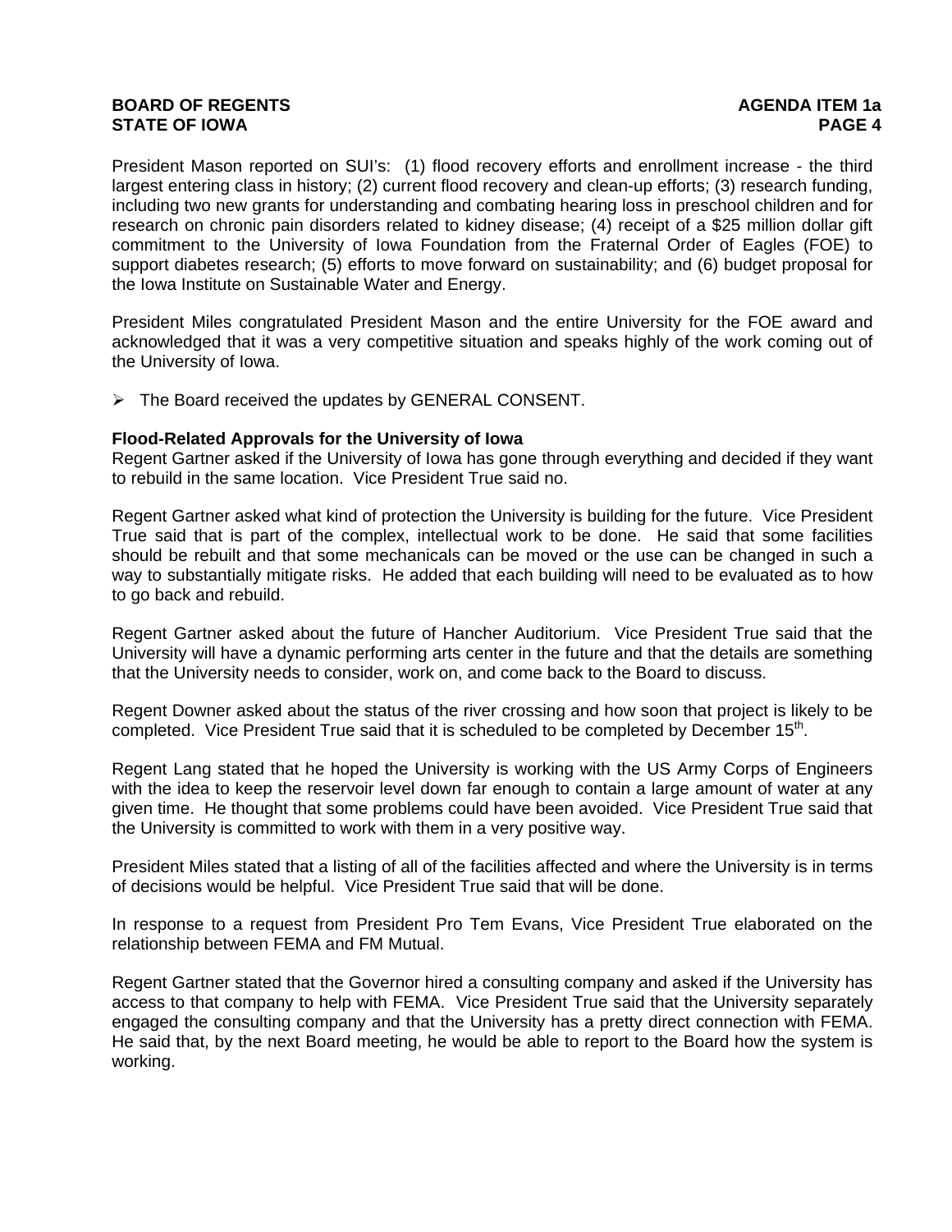President Mason reported on SUI's: (1) flood recovery efforts and enrollment increase - the third largest entering class in history; (2) current flood recovery and clean-up efforts; (3) research funding, including two new grants for understanding and combating hearing loss in preschool children and for research on chronic pain disorders related to kidney disease; (4) receipt of a $25 million dollar gift commitment to the University of Iowa Foundation from the Fraternal Order of Eagles (FOE) to support diabetes research; (5) efforts to move forward on sustainability; and (6) budget proposal for the Iowa Institute on Sustainable Water and Energy.

President Miles congratulated President Mason and the entire University for the FOE award and acknowledged that it was a very competitive situation and speaks highly of the work coming out of the University of Iowa.

- The Board received the updates by GENERAL CONSENT.

**Flood-Related Approvals for the University of Iowa**
Regent Gartner asked if the University of Iowa has gone through everything and decided if they want to rebuild in the same location. Vice President True said no.

Regent Gartner asked what kind of protection the University is building for the future. Vice President True said that is part of the complex, intellectual work to be done. He said that some facilities should be rebuilt and that some mechanicals can be moved or the use can be changed in such a way to substantially mitigate risks. He added that each building will need to be evaluated as to how to go back and rebuild.

Regent Gartner asked about the future of Hancher Auditorium. Vice President True said that the University will have a dynamic performing arts center in the future and that the details are something that the University needs to consider, work on, and come back to the Board to discuss.

Regent Downer asked about the status of the river crossing and how soon that project is likely to be completed. Vice President True said that it is scheduled to be completed by December 15th.

Regent Lang stated that he hoped the University is working with the US Army Corps of Engineers with the idea to keep the reservoir level down far enough to contain a large amount of water at any given time. He thought that some problems could have been avoided. Vice President True said that the University is committed to work with them in a very positive way.

President Miles stated that a listing of all of the facilities affected and where the University is in terms of decisions would be helpful. Vice President True said that will be done.

In response to a request from President Pro Tem Evans, Vice President True elaborated on the relationship between FEMA and FM Mutual.

Regent Gartner stated that the Governor hired a consulting company and asked if the University has access to that company to help with FEMA. Vice President True said that the University separately engaged the consulting company and that the University has a pretty direct connection with FEMA. He said that, by the next Board meeting, he would be able to report to the Board how the system is working.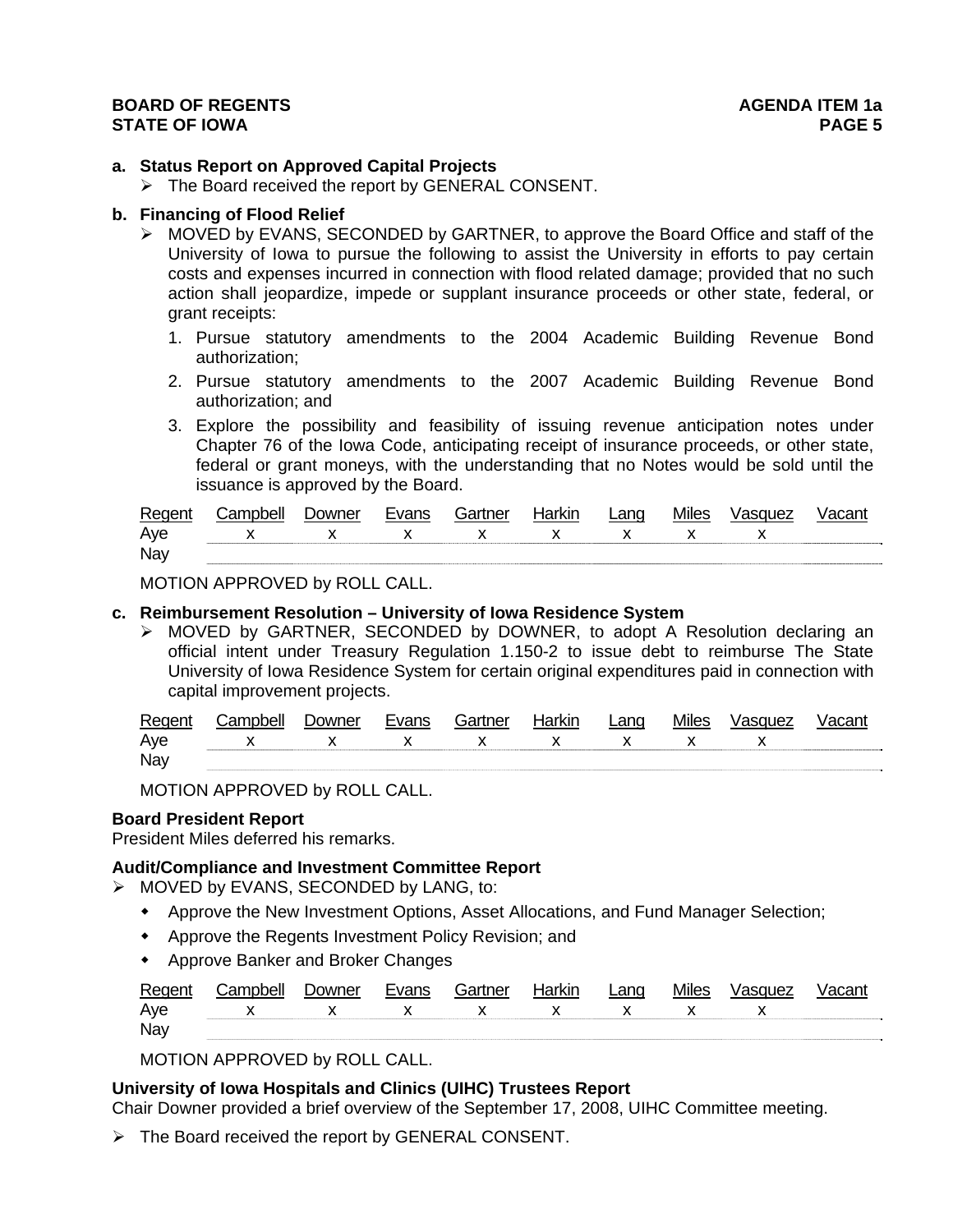**a. Status Report on Approved Capital Projects**

- The Board received the report by GENERAL CONSENT.

**b. Financing of Flood Relief**

- MOVED by EVANS, SECONDED by GARTNER, to approve the Board Office and staff of the University of Iowa to pursue the following to assist the University in efforts to pay certain costs and expenses incurred in connection with flood related damage; provided that no such action shall jeopardize, impede or supplant insurance proceeds or other state, federal, or grant receipts:

  1. Pursue statutory amendments to the 2004 Academic Building Revenue Bond authorization;
  2. Pursue statutory amendments to the 2007 Academic Building Revenue Bond authorization; and
  3. Explore the possibility and feasibility of issuing revenue anticipation notes under Chapter 76 of the Iowa Code, anticipating receipt of insurance proceeds, or other state, federal or grant moneys, with the understanding that no Notes would be sold until the issuance is approved by the Board.

| Regent | Campbell | Downer | Evans | Gartner | Harkin | Lang | Miles | Vasquez | Vacant |
|---|---|---|---|---|---|---|---|---|---|
| Aye | x | x | x | x | x | x | x | x | |
| Nay | | | | | | | | | |

MOTION APPROVED by ROLL CALL.

**c. Reimbursement Resolution – University of Iowa Residence System**

- MOVED by GARTNER, SECONDED by DOWNER, to adopt A Resolution declaring an official intent under Treasury Regulation 1.150-2 to issue debt to reimburse The State University of Iowa Residence System for certain original expenditures paid in connection with capital improvement projects.

| Regent | Campbell | Downer | Evans | Gartner | Harkin | Lang | Miles | Vasquez | Vacant |
|---|---|---|---|---|---|---|---|---|---|
| Aye | x | x | x | x | x | x | x | x | |
| Nay | | | | | | | | | |

MOTION APPROVED by ROLL CALL.

**Board President Report**

President Miles deferred his remarks.

**Audit/Compliance and Investment Committee Report**

- MOVED by EVANS, SECONDED by LANG, to:
  - Approve the New Investment Options, Asset Allocations, and Fund Manager Selection;
  - Approve the Regents Investment Policy Revision; and
  - Approve Banker and Broker Changes

| Regent | Campbell | Downer | Evans | Gartner | Harkin | Lang | Miles | Vasquez | Vacant |
|---|---|---|---|---|---|---|---|---|---|
| Aye | x | x | x | x | x | x | x | x | |
| Nay | | | | | | | | | |

MOTION APPROVED by ROLL CALL.

**University of Iowa Hospitals and Clinics (UIHC) Trustees Report**

Chair Downer provided a brief overview of the September 17, 2008, UIHC Committee meeting.

- The Board received the report by GENERAL CONSENT.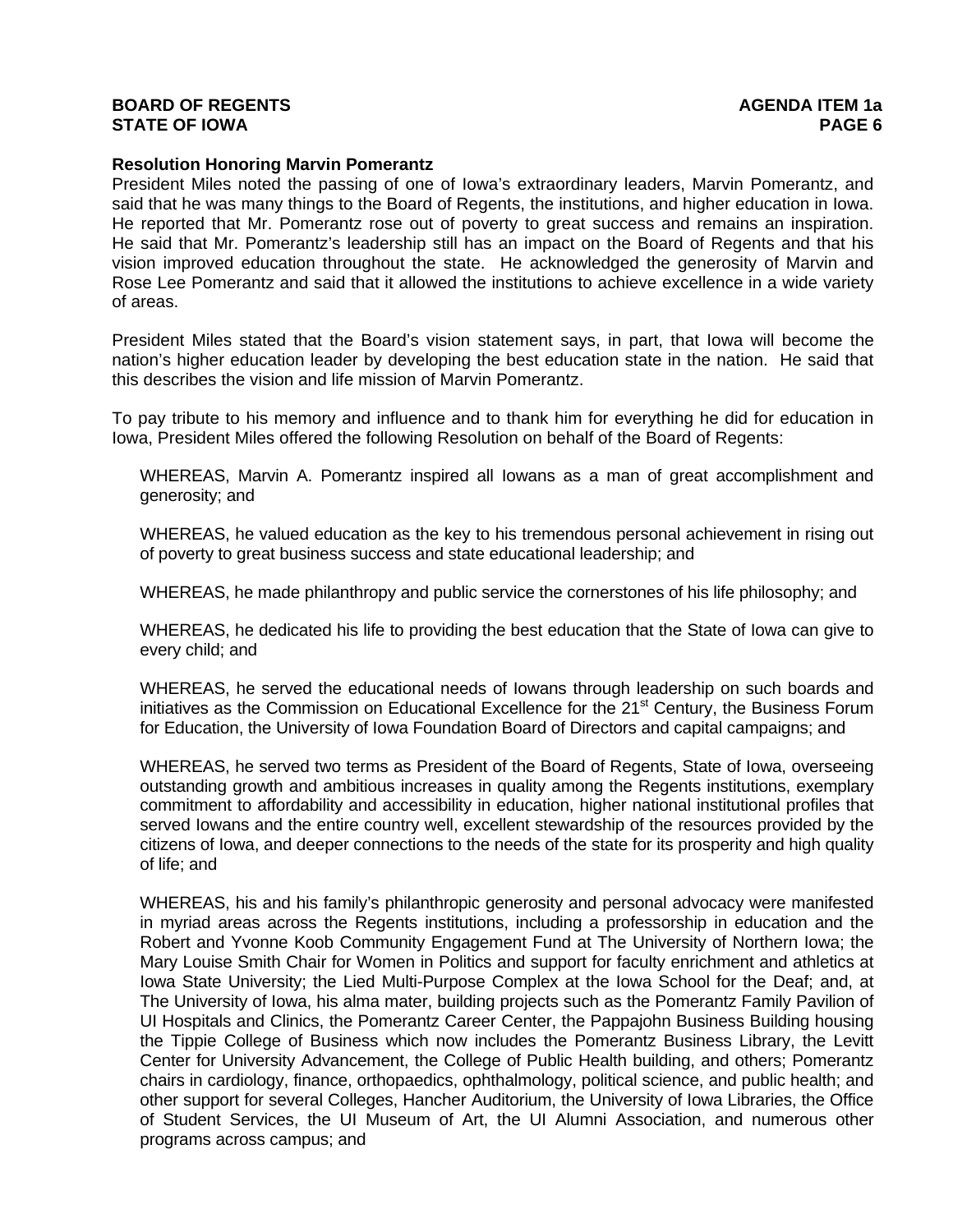**Resolution Honoring Marvin Pomerantz**

President Miles noted the passing of one of Iowa's extraordinary leaders, Marvin Pomerantz, and said that he was many things to the Board of Regents, the institutions, and higher education in Iowa. He reported that Mr. Pomerantz rose out of poverty to great success and remains an inspiration. He said that Mr. Pomerantz's leadership still has an impact on the Board of Regents and that his vision improved education throughout the state. He acknowledged the generosity of Marvin and Rose Lee Pomerantz and said that it allowed the institutions to achieve excellence in a wide variety of areas.

President Miles stated that the Board's vision statement says, in part, that Iowa will become the nation's higher education leader by developing the best education state in the nation. He said that this describes the vision and life mission of Marvin Pomerantz.

To pay tribute to his memory and influence and to thank him for everything he did for education in Iowa, President Miles offered the following Resolution on behalf of the Board of Regents:

> WHEREAS, Marvin A. Pomerantz inspired all Iowans as a man of great accomplishment and generosity; and
>
> WHEREAS, he valued education as the key to his tremendous personal achievement in rising out of poverty to great business success and state educational leadership; and
>
> WHEREAS, he made philanthropy and public service the cornerstones of his life philosophy; and
>
> WHEREAS, he dedicated his life to providing the best education that the State of Iowa can give to every child; and
>
> WHEREAS, he served the educational needs of Iowans through leadership on such boards and initiatives as the Commission on Educational Excellence for the 21st Century, the Business Forum for Education, the University of Iowa Foundation Board of Directors and capital campaigns; and
>
> WHEREAS, he served two terms as President of the Board of Regents, State of Iowa, overseeing outstanding growth and ambitious increases in quality among the Regents institutions, exemplary commitment to affordability and accessibility in education, higher national institutional profiles that served Iowans and the entire country well, excellent stewardship of the resources provided by the citizens of Iowa, and deeper connections to the needs of the state for its prosperity and high quality of life; and
>
> WHEREAS, his and his family's philanthropic generosity and personal advocacy were manifested in myriad areas across the Regents institutions, including a professorship in education and the Robert and Yvonne Koob Community Engagement Fund at The University of Northern Iowa; the Mary Louise Smith Chair for Women in Politics and support for faculty enrichment and athletics at Iowa State University; the Lied Multi-Purpose Complex at the Iowa School for the Deaf; and, at The University of Iowa, his alma mater, building projects such as the Pomerantz Family Pavilion of UI Hospitals and Clinics, the Pomerantz Career Center, the Pappajohn Business Building housing the Tippie College of Business which now includes the Pomerantz Business Library, the Levitt Center for University Advancement, the College of Public Health building, and others; Pomerantz chairs in cardiology, finance, orthopaedics, ophthalmology, political science, and public health; and other support for several Colleges, Hancher Auditorium, the University of Iowa Libraries, the Office of Student Services, the UI Museum of Art, the UI Alumni Association, and numerous other programs across campus; and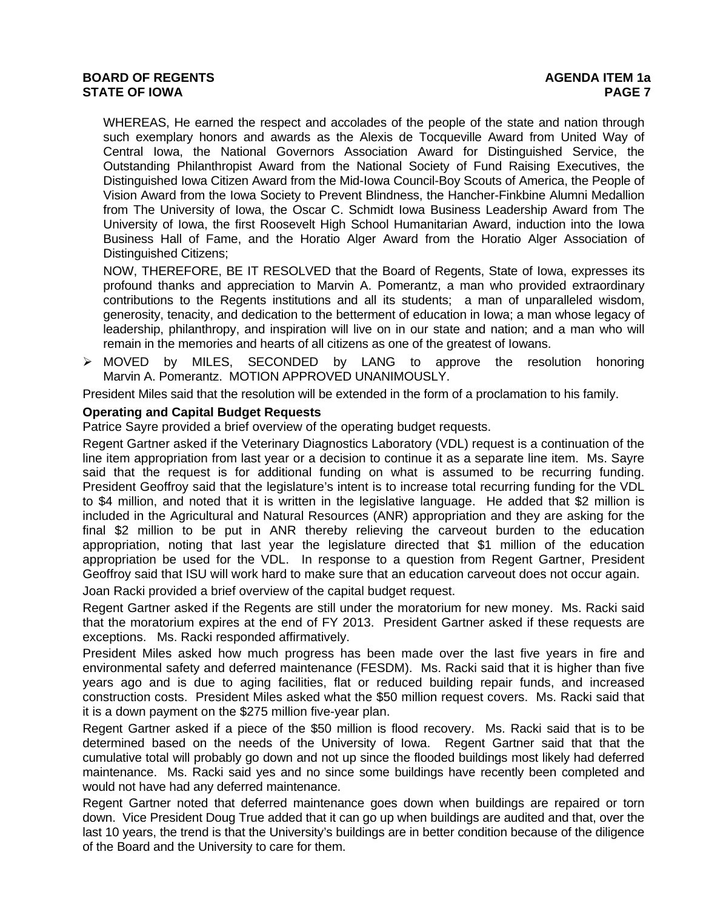WHEREAS, He earned the respect and accolades of the people of the state and nation through such exemplary honors and awards as the Alexis de Tocqueville Award from United Way of Central Iowa, the National Governors Association Award for Distinguished Service, the Outstanding Philanthropist Award from the National Society of Fund Raising Executives, the Distinguished Iowa Citizen Award from the Mid-Iowa Council-Boy Scouts of America, the People of Vision Award from the Iowa Society to Prevent Blindness, the Hancher-Finkbine Alumni Medallion from The University of Iowa, the Oscar C. Schmidt Iowa Business Leadership Award from The University of Iowa, the first Roosevelt High School Humanitarian Award, induction into the Iowa Business Hall of Fame, and the Horatio Alger Award from the Horatio Alger Association of Distinguished Citizens;

NOW, THEREFORE, BE IT RESOLVED that the Board of Regents, State of Iowa, expresses its profound thanks and appreciation to Marvin A. Pomerantz, a man who provided extraordinary contributions to the Regents institutions and all its students; a man of unparalleled wisdom, generosity, tenacity, and dedication to the betterment of education in Iowa; a man whose legacy of leadership, philanthropy, and inspiration will live on in our state and nation; and a man who will remain in the memories and hearts of all citizens as one of the greatest of Iowans.

- MOVED by MILES, SECONDED by LANG to approve the resolution honoring Marvin A. Pomerantz. MOTION APPROVED UNANIMOUSLY.

President Miles said that the resolution will be extended in the form of a proclamation to his family.

**Operating and Capital Budget Requests**

Patrice Sayre provided a brief overview of the operating budget requests.

Regent Gartner asked if the Veterinary Diagnostics Laboratory (VDL) request is a continuation of the line item appropriation from last year or a decision to continue it as a separate line item. Ms. Sayre said that the request is for additional funding on what is assumed to be recurring funding. President Geoffroy said that the legislature's intent is to increase total recurring funding for the VDL to $4 million, and noted that it is written in the legislative language. He added that $2 million is included in the Agricultural and Natural Resources (ANR) appropriation and they are asking for the final $2 million to be put in ANR thereby relieving the carveout burden to the education appropriation, noting that last year the legislature directed that $1 million of the education appropriation be used for the VDL. In response to a question from Regent Gartner, President Geoffroy said that ISU will work hard to make sure that an education carveout does not occur again.

Joan Racki provided a brief overview of the capital budget request.

Regent Gartner asked if the Regents are still under the moratorium for new money. Ms. Racki said that the moratorium expires at the end of FY 2013. President Gartner asked if these requests are exceptions. Ms. Racki responded affirmatively.

President Miles asked how much progress has been made over the last five years in fire and environmental safety and deferred maintenance (FESDM). Ms. Racki said that it is higher than five years ago and is due to aging facilities, flat or reduced building repair funds, and increased construction costs. President Miles asked what the $50 million request covers. Ms. Racki said that it is a down payment on the $275 million five-year plan.

Regent Gartner asked if a piece of the $50 million is flood recovery. Ms. Racki said that is to be determined based on the needs of the University of Iowa. Regent Gartner said that that the cumulative total will probably go down and not up since the flooded buildings most likely had deferred maintenance. Ms. Racki said yes and no since some buildings have recently been completed and would not have had any deferred maintenance.

Regent Gartner noted that deferred maintenance goes down when buildings are repaired or torn down. Vice President Doug True added that it can go up when buildings are audited and that, over the last 10 years, the trend is that the University's buildings are in better condition because of the diligence of the Board and the University to care for them.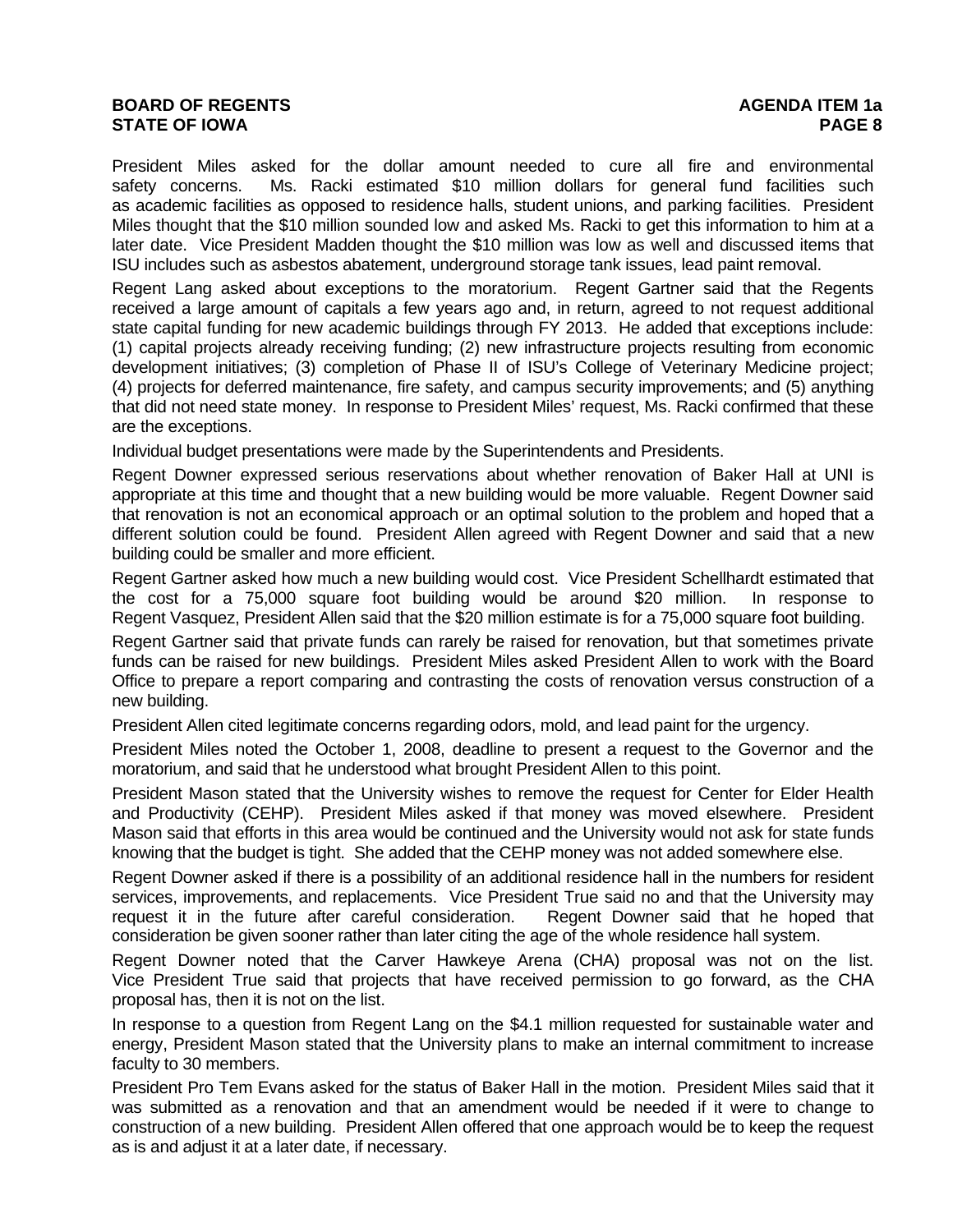President Miles asked for the dollar amount needed to cure all fire and environmental safety concerns. Ms. Racki estimated $10 million dollars for general fund facilities such as academic facilities as opposed to residence halls, student unions, and parking facilities. President Miles thought that the $10 million sounded low and asked Ms. Racki to get this information to him at a later date. Vice President Madden thought the $10 million was low as well and discussed items that ISU includes such as asbestos abatement, underground storage tank issues, lead paint removal.

Regent Lang asked about exceptions to the moratorium. Regent Gartner said that the Regents received a large amount of capitals a few years ago and, in return, agreed to not request additional state capital funding for new academic buildings through FY 2013. He added that exceptions include: (1) capital projects already receiving funding; (2) new infrastructure projects resulting from economic development initiatives; (3) completion of Phase II of ISU's College of Veterinary Medicine project; (4) projects for deferred maintenance, fire safety, and campus security improvements; and (5) anything that did not need state money. In response to President Miles' request, Ms. Racki confirmed that these are the exceptions.

Individual budget presentations were made by the Superintendents and Presidents.

Regent Downer expressed serious reservations about whether renovation of Baker Hall at UNI is appropriate at this time and thought that a new building would be more valuable. Regent Downer said that renovation is not an economical approach or an optimal solution to the problem and hoped that a different solution could be found. President Allen agreed with Regent Downer and said that a new building could be smaller and more efficient.

Regent Gartner asked how much a new building would cost. Vice President Schellhardt estimated that the cost for a 75,000 square foot building would be around $20 million. In response to Regent Vasquez, President Allen said that the $20 million estimate is for a 75,000 square foot building.

Regent Gartner said that private funds can rarely be raised for renovation, but that sometimes private funds can be raised for new buildings. President Miles asked President Allen to work with the Board Office to prepare a report comparing and contrasting the costs of renovation versus construction of a new building.

President Allen cited legitimate concerns regarding odors, mold, and lead paint for the urgency.

President Miles noted the October 1, 2008, deadline to present a request to the Governor and the moratorium, and said that he understood what brought President Allen to this point.

President Mason stated that the University wishes to remove the request for Center for Elder Health and Productivity (CEHP). President Miles asked if that money was moved elsewhere. President Mason said that efforts in this area would be continued and the University would not ask for state funds knowing that the budget is tight. She added that the CEHP money was not added somewhere else.

Regent Downer asked if there is a possibility of an additional residence hall in the numbers for resident services, improvements, and replacements. Vice President True said no and that the University may request it in the future after careful consideration. Regent Downer said that he hoped that consideration be given sooner rather than later citing the age of the whole residence hall system.

Regent Downer noted that the Carver Hawkeye Arena (CHA) proposal was not on the list. Vice President True said that projects that have received permission to go forward, as the CHA proposal has, then it is not on the list.

In response to a question from Regent Lang on the $4.1 million requested for sustainable water and energy, President Mason stated that the University plans to make an internal commitment to increase faculty to 30 members.

President Pro Tem Evans asked for the status of Baker Hall in the motion. President Miles said that it was submitted as a renovation and that an amendment would be needed if it were to change to construction of a new building. President Allen offered that one approach would be to keep the request as is and adjust it at a later date, if necessary.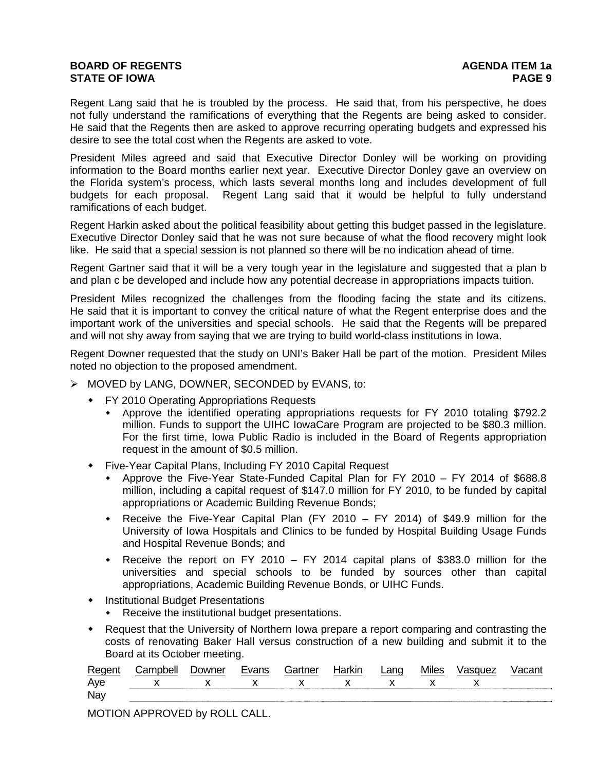Regent Lang said that he is troubled by the process. He said that, from his perspective, he does not fully understand the ramifications of everything that the Regents are being asked to consider. He said that the Regents then are asked to approve recurring operating budgets and expressed his desire to see the total cost when the Regents are asked to vote.

President Miles agreed and said that Executive Director Donley will be working on providing information to the Board months earlier next year. Executive Director Donley gave an overview on the Florida system's process, which lasts several months long and includes development of full budgets for each proposal. Regent Lang said that it would be helpful to fully understand ramifications of each budget.

Regent Harkin asked about the political feasibility about getting this budget passed in the legislature. Executive Director Donley said that he was not sure because of what the flood recovery might look like. He said that a special session is not planned so there will be no indication ahead of time.

Regent Gartner said that it will be a very tough year in the legislature and suggested that a plan b and plan c be developed and include how any potential decrease in appropriations impacts tuition.

President Miles recognized the challenges from the flooding facing the state and its citizens. He said that it is important to convey the critical nature of what the Regent enterprise does and the important work of the universities and special schools. He said that the Regents will be prepared and will not shy away from saying that we are trying to build world-class institutions in Iowa.

Regent Downer requested that the study on UNI's Baker Hall be part of the motion. President Miles noted no objection to the proposed amendment.

- MOVED by LANG, DOWNER, SECONDED by EVANS, to:
  - FY 2010 Operating Appropriations Requests
    - Approve the identified operating appropriations requests for FY 2010 totaling $792.2 million. Funds to support the UIHC IowaCare Program are projected to be $80.3 million. For the first time, Iowa Public Radio is included in the Board of Regents appropriation request in the amount of $0.5 million.
  - Five-Year Capital Plans, Including FY 2010 Capital Request
    - Approve the Five-Year State-Funded Capital Plan for FY 2010 – FY 2014 of $688.8 million, including a capital request of $147.0 million for FY 2010, to be funded by capital appropriations or Academic Building Revenue Bonds;
    - Receive the Five-Year Capital Plan (FY 2010 – FY 2014) of $49.9 million for the University of Iowa Hospitals and Clinics to be funded by Hospital Building Usage Funds and Hospital Revenue Bonds; and
    - Receive the report on FY 2010 – FY 2014 capital plans of $383.0 million for the universities and special schools to be funded by sources other than capital appropriations, Academic Building Revenue Bonds, or UIHC Funds.
  - Institutional Budget Presentations
    - Receive the institutional budget presentations.
  - Request that the University of Northern Iowa prepare a report comparing and contrasting the costs of renovating Baker Hall versus construction of a new building and submit it to the Board at its October meeting.

| Regent | Campbell | Downer | Evans | Gartner | Harkin | Lang | Miles | Vasquez | Vacant |
|---|---|---|---|---|---|---|---|---|---|
| Aye | x | x | x | x | x | x | x | x | |
| Nay | | | | | | | | | |

MOTION APPROVED by ROLL CALL.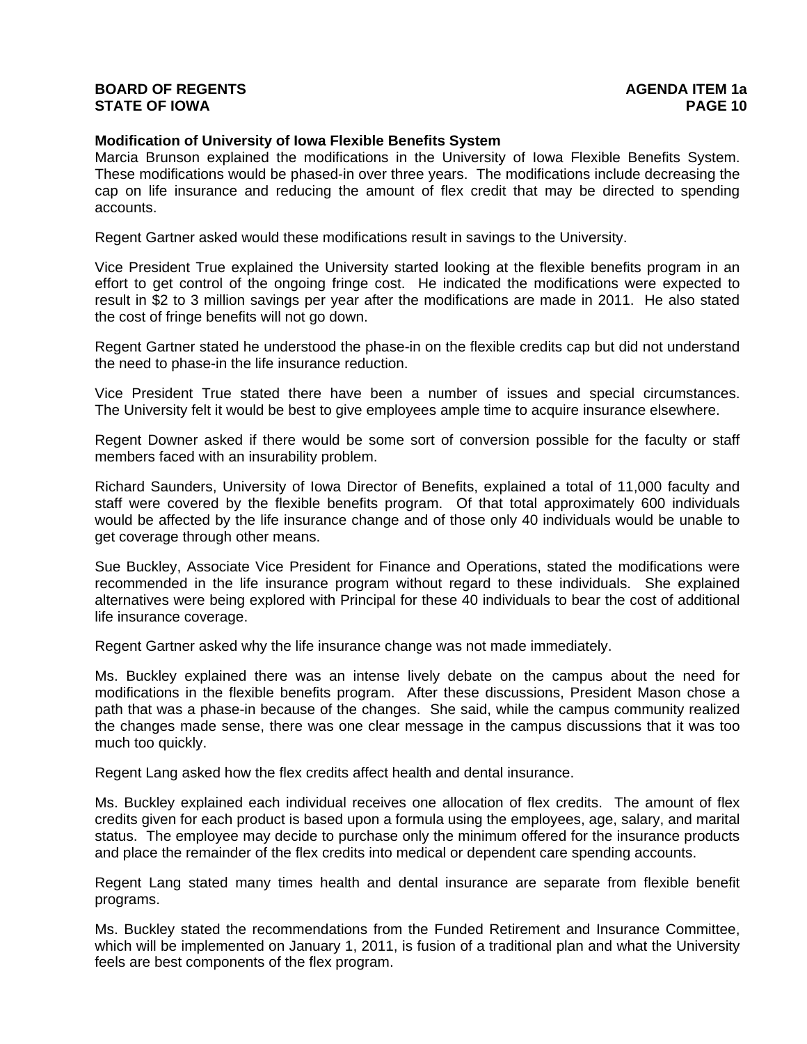**Modification of University of Iowa Flexible Benefits System**

Marcia Brunson explained the modifications in the University of Iowa Flexible Benefits System. These modifications would be phased-in over three years. The modifications include decreasing the cap on life insurance and reducing the amount of flex credit that may be directed to spending accounts.

Regent Gartner asked would these modifications result in savings to the University.

Vice President True explained the University started looking at the flexible benefits program in an effort to get control of the ongoing fringe cost. He indicated the modifications were expected to result in $2 to 3 million savings per year after the modifications are made in 2011. He also stated the cost of fringe benefits will not go down.

Regent Gartner stated he understood the phase-in on the flexible credits cap but did not understand the need to phase-in the life insurance reduction.

Vice President True stated there have been a number of issues and special circumstances. The University felt it would be best to give employees ample time to acquire insurance elsewhere.

Regent Downer asked if there would be some sort of conversion possible for the faculty or staff members faced with an insurability problem.

Richard Saunders, University of Iowa Director of Benefits, explained a total of 11,000 faculty and staff were covered by the flexible benefits program. Of that total approximately 600 individuals would be affected by the life insurance change and of those only 40 individuals would be unable to get coverage through other means.

Sue Buckley, Associate Vice President for Finance and Operations, stated the modifications were recommended in the life insurance program without regard to these individuals. She explained alternatives were being explored with Principal for these 40 individuals to bear the cost of additional life insurance coverage.

Regent Gartner asked why the life insurance change was not made immediately.

Ms. Buckley explained there was an intense lively debate on the campus about the need for modifications in the flexible benefits program. After these discussions, President Mason chose a path that was a phase-in because of the changes. She said, while the campus community realized the changes made sense, there was one clear message in the campus discussions that it was too much too quickly.

Regent Lang asked how the flex credits affect health and dental insurance.

Ms. Buckley explained each individual receives one allocation of flex credits. The amount of flex credits given for each product is based upon a formula using the employees, age, salary, and marital status. The employee may decide to purchase only the minimum offered for the insurance products and place the remainder of the flex credits into medical or dependent care spending accounts.

Regent Lang stated many times health and dental insurance are separate from flexible benefit programs.

Ms. Buckley stated the recommendations from the Funded Retirement and Insurance Committee, which will be implemented on January 1, 2011, is fusion of a traditional plan and what the University feels are best components of the flex program.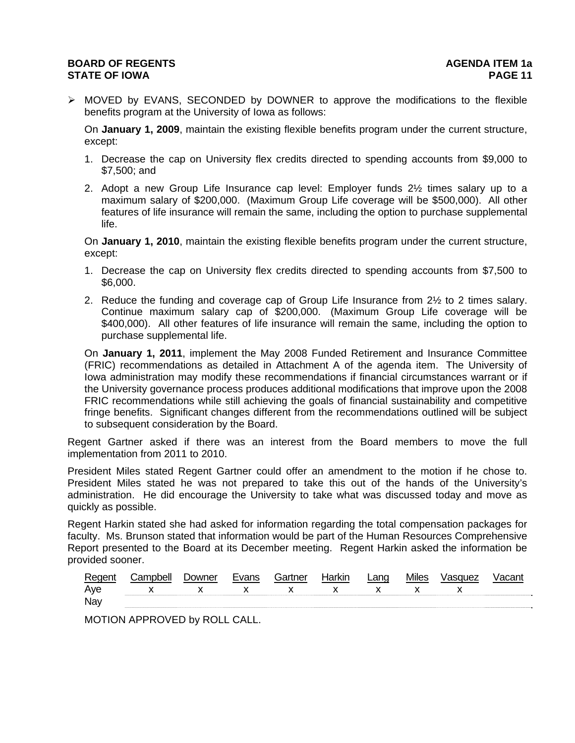- MOVED by EVANS, SECONDED by DOWNER to approve the modifications to the flexible benefits program at the University of Iowa as follows:

  On **January 1, 2009**, maintain the existing flexible benefits program under the current structure, except:

  1. Decrease the cap on University flex credits directed to spending accounts from $9,000 to $7,500; and
  2. Adopt a new Group Life Insurance cap level: Employer funds 2½ times salary up to a maximum salary of $200,000. (Maximum Group Life coverage will be $500,000). All other features of life insurance will remain the same, including the option to purchase supplemental life.

  On **January 1, 2010**, maintain the existing flexible benefits program under the current structure, except:

  1. Decrease the cap on University flex credits directed to spending accounts from $7,500 to $6,000.
  2. Reduce the funding and coverage cap of Group Life Insurance from 2½ to 2 times salary. Continue maximum salary cap of $200,000. (Maximum Group Life coverage will be $400,000). All other features of life insurance will remain the same, including the option to purchase supplemental life.

  On **January 1, 2011**, implement the May 2008 Funded Retirement and Insurance Committee (FRIC) recommendations as detailed in Attachment A of the agenda item. The University of Iowa administration may modify these recommendations if financial circumstances warrant or if the University governance process produces additional modifications that improve upon the 2008 FRIC recommendations while still achieving the goals of financial sustainability and competitive fringe benefits. Significant changes different from the recommendations outlined will be subject to subsequent consideration by the Board.

Regent Gartner asked if there was an interest from the Board members to move the full implementation from 2011 to 2010.

President Miles stated Regent Gartner could offer an amendment to the motion if he chose to. President Miles stated he was not prepared to take this out of the hands of the University's administration. He did encourage the University to take what was discussed today and move as quickly as possible.

Regent Harkin stated she had asked for information regarding the total compensation packages for faculty. Ms. Brunson stated that information would be part of the Human Resources Comprehensive Report presented to the Board at its December meeting. Regent Harkin asked the information be provided sooner.

| Regent | Campbell | Downer | Evans | Gartner | Harkin | Lang | Miles | Vasquez | Vacant |
|---|---|---|---|---|---|---|---|---|---|
| Aye | x | x | x | x | x | x | x | x | |
| Nay | | | | | | | | | |

MOTION APPROVED by ROLL CALL.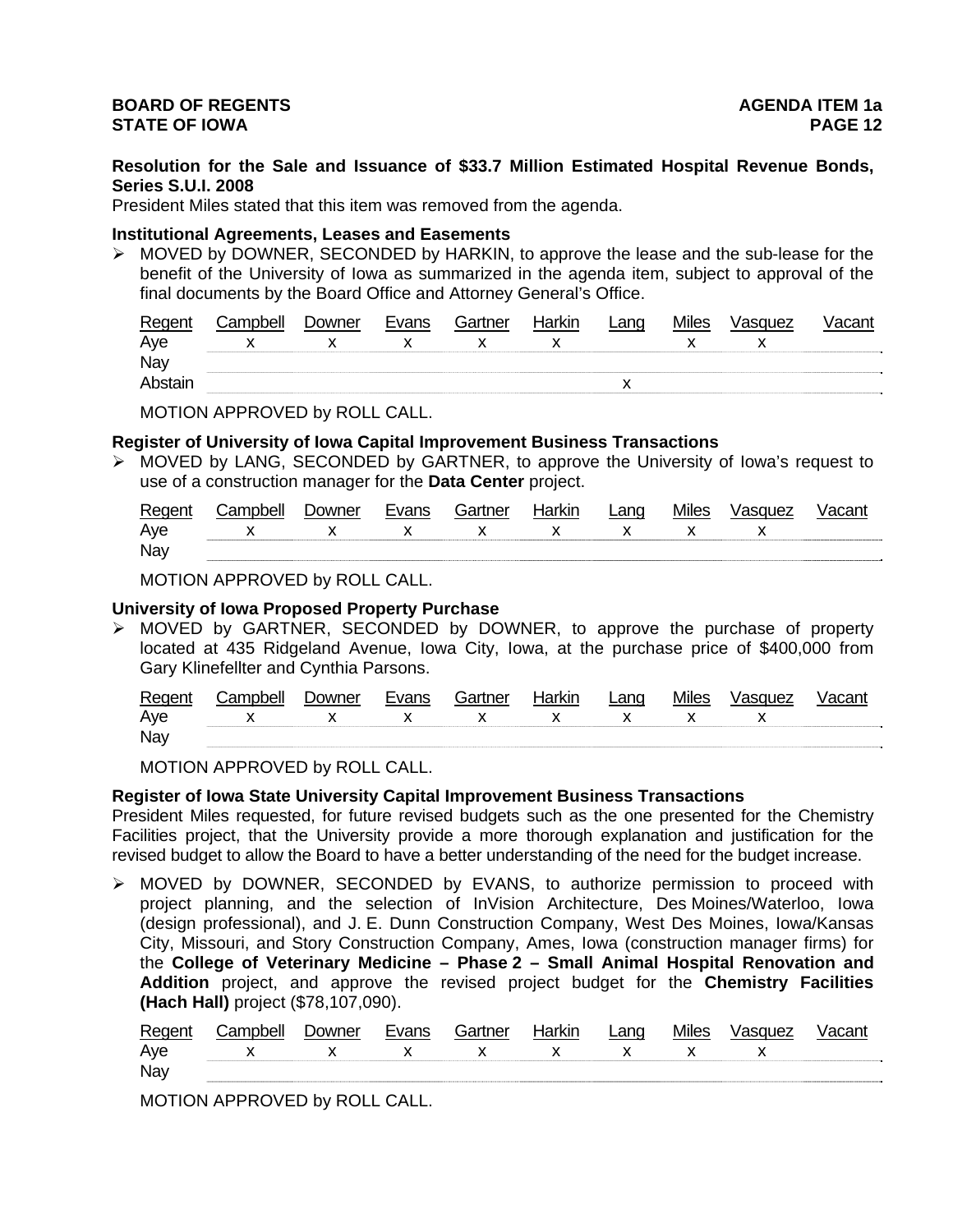**Resolution for the Sale and Issuance of $33.7 Million Estimated Hospital Revenue Bonds, Series S.U.I. 2008**

President Miles stated that this item was removed from the agenda.

**Institutional Agreements, Leases and Easements**

- MOVED by DOWNER, SECONDED by HARKIN, to approve the lease and the sub-lease for the benefit of the University of Iowa as summarized in the agenda item, subject to approval of the final documents by the Board Office and Attorney General's Office.

| Regent | Campbell | Downer | Evans | Gartner | Harkin | Lang | Miles | Vasquez | Vacant |
|---|---|---|---|---|---|---|---|---|---|
| Aye | x | x | x | x | x | | x | x | |
| Nay | | | | | | | | | |
| Abstain | | | | | | x | | | |

MOTION APPROVED by ROLL CALL.

**Register of University of Iowa Capital Improvement Business Transactions**

- MOVED by LANG, SECONDED by GARTNER, to approve the University of Iowa's request to use of a construction manager for the **Data Center** project.

| Regent | Campbell | Downer | Evans | Gartner | Harkin | Lang | Miles | Vasquez | Vacant |
|---|---|---|---|---|---|---|---|---|---|
| Aye | x | x | x | x | x | x | x | x | |
| Nay | | | | | | | | | |

MOTION APPROVED by ROLL CALL.

**University of Iowa Proposed Property Purchase**

- MOVED by GARTNER, SECONDED by DOWNER, to approve the purchase of property located at 435 Ridgeland Avenue, Iowa City, Iowa, at the purchase price of $400,000 from Gary Klinefellter and Cynthia Parsons.

| Regent | Campbell | Downer | Evans | Gartner | Harkin | Lang | Miles | Vasquez | Vacant |
|---|---|---|---|---|---|---|---|---|---|
| Aye | x | x | x | x | x | x | x | x | |
| Nay | | | | | | | | | |

MOTION APPROVED by ROLL CALL.

**Register of Iowa State University Capital Improvement Business Transactions**

President Miles requested, for future revised budgets such as the one presented for the Chemistry Facilities project, that the University provide a more thorough explanation and justification for the revised budget to allow the Board to have a better understanding of the need for the budget increase.

- MOVED by DOWNER, SECONDED by EVANS, to authorize permission to proceed with project planning, and the selection of InVision Architecture, Des Moines/Waterloo, Iowa (design professional), and J. E. Dunn Construction Company, West Des Moines, Iowa/Kansas City, Missouri, and Story Construction Company, Ames, Iowa (construction manager firms) for the **College of Veterinary Medicine – Phase 2 – Small Animal Hospital Renovation and Addition** project, and approve the revised project budget for the **Chemistry Facilities (Hach Hall)** project ($78,107,090).

| Regent | Campbell | Downer | Evans | Gartner | Harkin | Lang | Miles | Vasquez | Vacant |
|---|---|---|---|---|---|---|---|---|---|
| Aye | x | x | x | x | x | x | x | x | |
| Nay | | | | | | | | | |

MOTION APPROVED by ROLL CALL.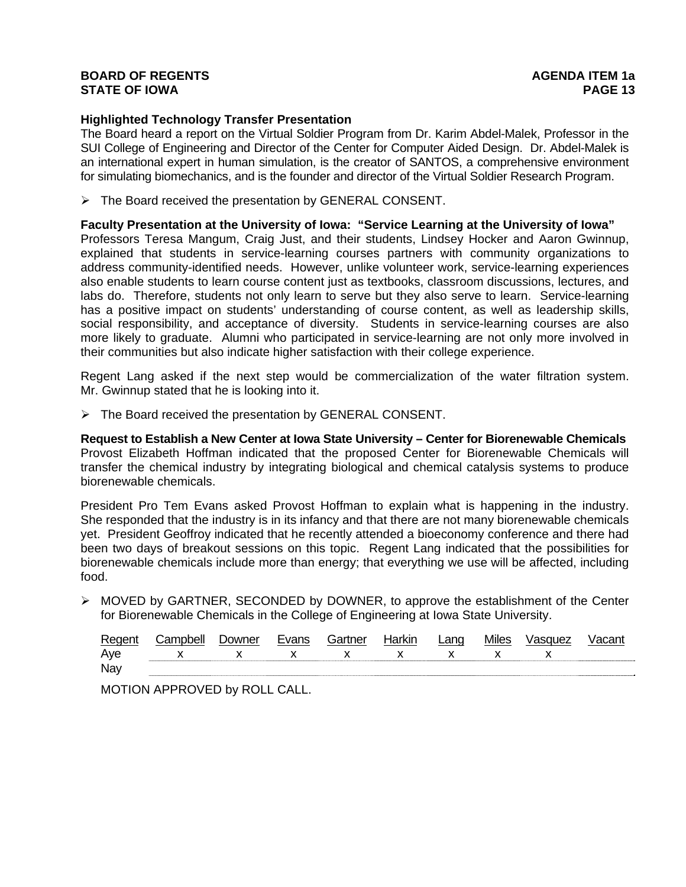**Highlighted Technology Transfer Presentation**

The Board heard a report on the Virtual Soldier Program from Dr. Karim Abdel-Malek, Professor in the SUI College of Engineering and Director of the Center for Computer Aided Design. Dr. Abdel-Malek is an international expert in human simulation, is the creator of SANTOS, a comprehensive environment for simulating biomechanics, and is the founder and director of the Virtual Soldier Research Program.

- The Board received the presentation by GENERAL CONSENT.

**Faculty Presentation at the University of Iowa: "Service Learning at the University of Iowa"**

Professors Teresa Mangum, Craig Just, and their students, Lindsey Hocker and Aaron Gwinnup, explained that students in service-learning courses partners with community organizations to address community-identified needs. However, unlike volunteer work, service-learning experiences also enable students to learn course content just as textbooks, classroom discussions, lectures, and labs do. Therefore, students not only learn to serve but they also serve to learn. Service-learning has a positive impact on students' understanding of course content, as well as leadership skills, social responsibility, and acceptance of diversity. Students in service-learning courses are also more likely to graduate. Alumni who participated in service-learning are not only more involved in their communities but also indicate higher satisfaction with their college experience.

Regent Lang asked if the next step would be commercialization of the water filtration system. Mr. Gwinnup stated that he is looking into it.

- The Board received the presentation by GENERAL CONSENT.

**Request to Establish a New Center at Iowa State University – Center for Biorenewable Chemicals**

Provost Elizabeth Hoffman indicated that the proposed Center for Biorenewable Chemicals will transfer the chemical industry by integrating biological and chemical catalysis systems to produce biorenewable chemicals.

President Pro Tem Evans asked Provost Hoffman to explain what is happening in the industry. She responded that the industry is in its infancy and that there are not many biorenewable chemicals yet. President Geoffroy indicated that he recently attended a bioeconomy conference and there had been two days of breakout sessions on this topic. Regent Lang indicated that the possibilities for biorenewable chemicals include more than energy; that everything we use will be affected, including food.

- MOVED by GARTNER, SECONDED by DOWNER, to approve the establishment of the Center for Biorenewable Chemicals in the College of Engineering at Iowa State University.

| Regent | Campbell | Downer | Evans | Gartner | Harkin | Lang | Miles | Vasquez | Vacant |
|---|---|---|---|---|---|---|---|---|---|
| Aye | x | x | x | x | x | x | x | x | |
| Nay | | | | | | | | | |

MOTION APPROVED by ROLL CALL.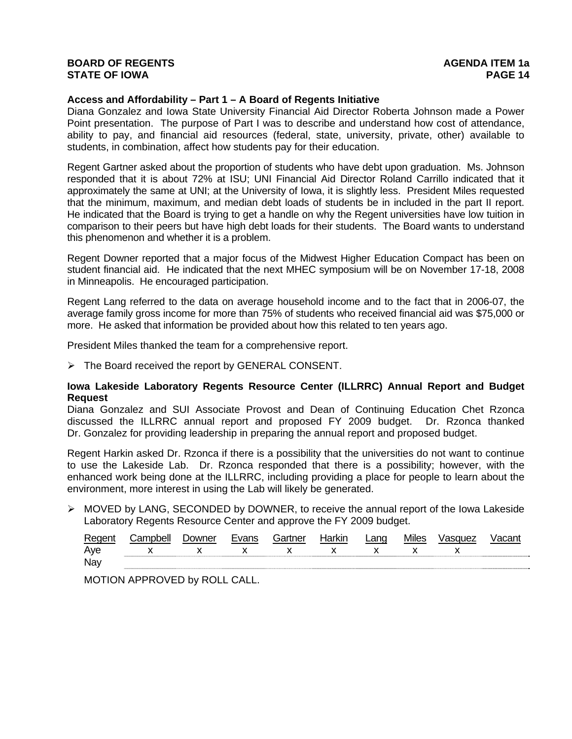**Access and Affordability – Part 1 – A Board of Regents Initiative**

Diana Gonzalez and Iowa State University Financial Aid Director Roberta Johnson made a Power Point presentation. The purpose of Part I was to describe and understand how cost of attendance, ability to pay, and financial aid resources (federal, state, university, private, other) available to students, in combination, affect how students pay for their education.

Regent Gartner asked about the proportion of students who have debt upon graduation. Ms. Johnson responded that it is about 72% at ISU; UNI Financial Aid Director Roland Carrillo indicated that it approximately the same at UNI; at the University of Iowa, it is slightly less. President Miles requested that the minimum, maximum, and median debt loads of students be in included in the part II report. He indicated that the Board is trying to get a handle on why the Regent universities have low tuition in comparison to their peers but have high debt loads for their students. The Board wants to understand this phenomenon and whether it is a problem.

Regent Downer reported that a major focus of the Midwest Higher Education Compact has been on student financial aid. He indicated that the next MHEC symposium will be on November 17-18, 2008 in Minneapolis. He encouraged participation.

Regent Lang referred to the data on average household income and to the fact that in 2006-07, the average family gross income for more than 75% of students who received financial aid was $75,000 or more. He asked that information be provided about how this related to ten years ago.

President Miles thanked the team for a comprehensive report.

- The Board received the report by GENERAL CONSENT.

**Iowa Lakeside Laboratory Regents Resource Center (ILLRRC) Annual Report and Budget Request**

Diana Gonzalez and SUI Associate Provost and Dean of Continuing Education Chet Rzonca discussed the ILLRRC annual report and proposed FY 2009 budget. Dr. Rzonca thanked Dr. Gonzalez for providing leadership in preparing the annual report and proposed budget.

Regent Harkin asked Dr. Rzonca if there is a possibility that the universities do not want to continue to use the Lakeside Lab. Dr. Rzonca responded that there is a possibility; however, with the enhanced work being done at the ILLRRC, including providing a place for people to learn about the environment, more interest in using the Lab will likely be generated.

- MOVED by LANG, SECONDED by DOWNER, to receive the annual report of the Iowa Lakeside Laboratory Regents Resource Center and approve the FY 2009 budget.

| Regent | Campbell | Downer | Evans | Gartner | Harkin | Lang | Miles | Vasquez | Vacant |
|---|---|---|---|---|---|---|---|---|---|
| Aye | x | x | x | x | x | x | x | x | |
| Nay | | | | | | | | | |

MOTION APPROVED by ROLL CALL.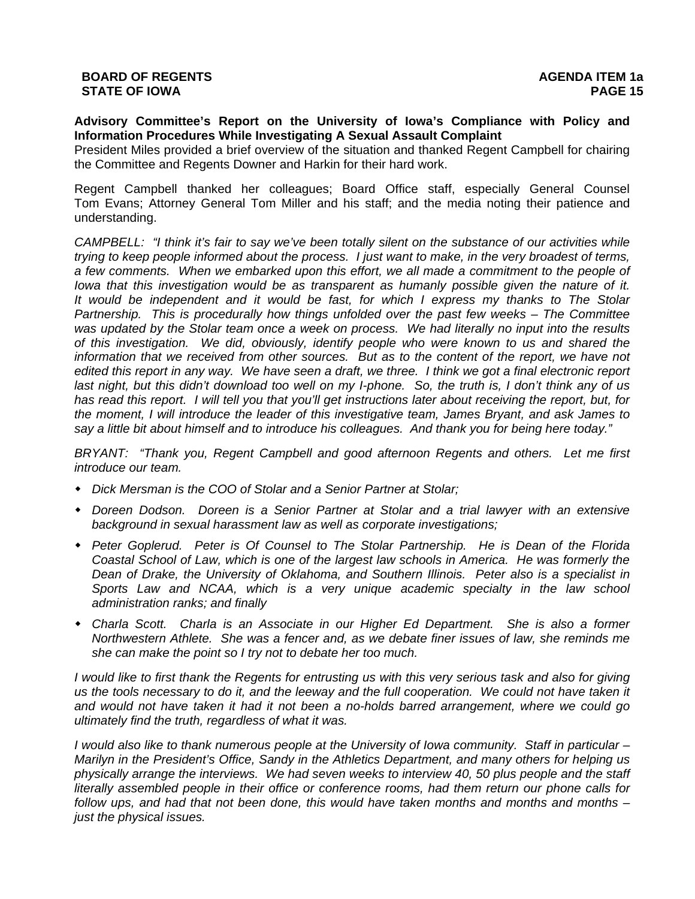**Advisory Committee's Report on the University of Iowa's Compliance with Policy and Information Procedures While Investigating A Sexual Assault Complaint**

President Miles provided a brief overview of the situation and thanked Regent Campbell for chairing the Committee and Regents Downer and Harkin for their hard work.

Regent Campbell thanked her colleagues; Board Office staff, especially General Counsel Tom Evans; Attorney General Tom Miller and his staff; and the media noting their patience and understanding.

*CAMPBELL: "I think it's fair to say we've been totally silent on the substance of our activities while trying to keep people informed about the process. I just want to make, in the very broadest of terms, a few comments. When we embarked upon this effort, we all made a commitment to the people of Iowa that this investigation would be as transparent as humanly possible given the nature of it. It would be independent and it would be fast, for which I express my thanks to The Stolar Partnership. This is procedurally how things unfolded over the past few weeks – The Committee was updated by the Stolar team once a week on process. We had literally no input into the results of this investigation. We did, obviously, identify people who were known to us and shared the information that we received from other sources. But as to the content of the report, we have not edited this report in any way. We have seen a draft, we three. I think we got a final electronic report last night, but this didn't download too well on my I-phone. So, the truth is, I don't think any of us has read this report. I will tell you that you'll get instructions later about receiving the report, but, for the moment, I will introduce the leader of this investigative team, James Bryant, and ask James to say a little bit about himself and to introduce his colleagues. And thank you for being here today."*

*BRYANT: "Thank you, Regent Campbell and good afternoon Regents and others. Let me first introduce our team.*

- *Dick Mersman is the COO of Stolar and a Senior Partner at Stolar;*
- *Doreen Dodson. Doreen is a Senior Partner at Stolar and a trial lawyer with an extensive background in sexual harassment law as well as corporate investigations;*
- *Peter Goplerud. Peter is Of Counsel to The Stolar Partnership. He is Dean of the Florida Coastal School of Law, which is one of the largest law schools in America. He was formerly the Dean of Drake, the University of Oklahoma, and Southern Illinois. Peter also is a specialist in Sports Law and NCAA, which is a very unique academic specialty in the law school administration ranks; and finally*
- *Charla Scott. Charla is an Associate in our Higher Ed Department. She is also a former Northwestern Athlete. She was a fencer and, as we debate finer issues of law, she reminds me she can make the point so I try not to debate her too much.*

*I would like to first thank the Regents for entrusting us with this very serious task and also for giving us the tools necessary to do it, and the leeway and the full cooperation. We could not have taken it and would not have taken it had it not been a no-holds barred arrangement, where we could go ultimately find the truth, regardless of what it was.*

*I would also like to thank numerous people at the University of Iowa community. Staff in particular – Marilyn in the President's Office, Sandy in the Athletics Department, and many others for helping us physically arrange the interviews. We had seven weeks to interview 40, 50 plus people and the staff literally assembled people in their office or conference rooms, had them return our phone calls for follow ups, and had that not been done, this would have taken months and months and months – just the physical issues.*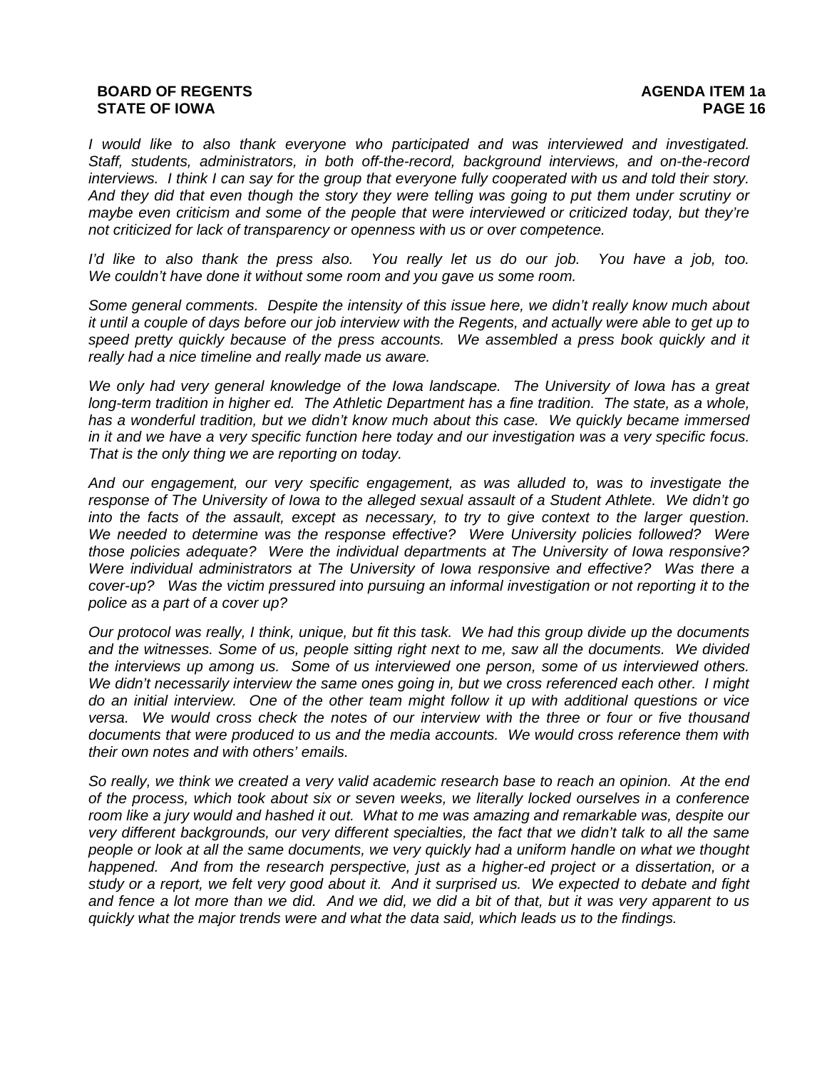*I would like to also thank everyone who participated and was interviewed and investigated. Staff, students, administrators, in both off-the-record, background interviews, and on-the-record interviews. I think I can say for the group that everyone fully cooperated with us and told their story. And they did that even though the story they were telling was going to put them under scrutiny or maybe even criticism and some of the people that were interviewed or criticized today, but they're not criticized for lack of transparency or openness with us or over competence.*

*I'd like to also thank the press also. You really let us do our job. You have a job, too. We couldn't have done it without some room and you gave us some room.*

*Some general comments. Despite the intensity of this issue here, we didn't really know much about it until a couple of days before our job interview with the Regents, and actually were able to get up to speed pretty quickly because of the press accounts. We assembled a press book quickly and it really had a nice timeline and really made us aware.*

*We only had very general knowledge of the Iowa landscape. The University of Iowa has a great long-term tradition in higher ed. The Athletic Department has a fine tradition. The state, as a whole, has a wonderful tradition, but we didn't know much about this case. We quickly became immersed in it and we have a very specific function here today and our investigation was a very specific focus. That is the only thing we are reporting on today.*

*And our engagement, our very specific engagement, as was alluded to, was to investigate the response of The University of Iowa to the alleged sexual assault of a Student Athlete. We didn't go into the facts of the assault, except as necessary, to try to give context to the larger question. We needed to determine was the response effective? Were University policies followed? Were those policies adequate? Were the individual departments at The University of Iowa responsive? Were individual administrators at The University of Iowa responsive and effective? Was there a cover-up? Was the victim pressured into pursuing an informal investigation or not reporting it to the police as a part of a cover up?*

*Our protocol was really, I think, unique, but fit this task. We had this group divide up the documents and the witnesses. Some of us, people sitting right next to me, saw all the documents. We divided the interviews up among us. Some of us interviewed one person, some of us interviewed others. We didn't necessarily interview the same ones going in, but we cross referenced each other. I might do an initial interview. One of the other team might follow it up with additional questions or vice versa. We would cross check the notes of our interview with the three or four or five thousand documents that were produced to us and the media accounts. We would cross reference them with their own notes and with others' emails.*

*So really, we think we created a very valid academic research base to reach an opinion. At the end of the process, which took about six or seven weeks, we literally locked ourselves in a conference room like a jury would and hashed it out. What to me was amazing and remarkable was, despite our very different backgrounds, our very different specialties, the fact that we didn't talk to all the same people or look at all the same documents, we very quickly had a uniform handle on what we thought happened. And from the research perspective, just as a higher-ed project or a dissertation, or a study or a report, we felt very good about it. And it surprised us. We expected to debate and fight and fence a lot more than we did. And we did, we did a bit of that, but it was very apparent to us quickly what the major trends were and what the data said, which leads us to the findings.*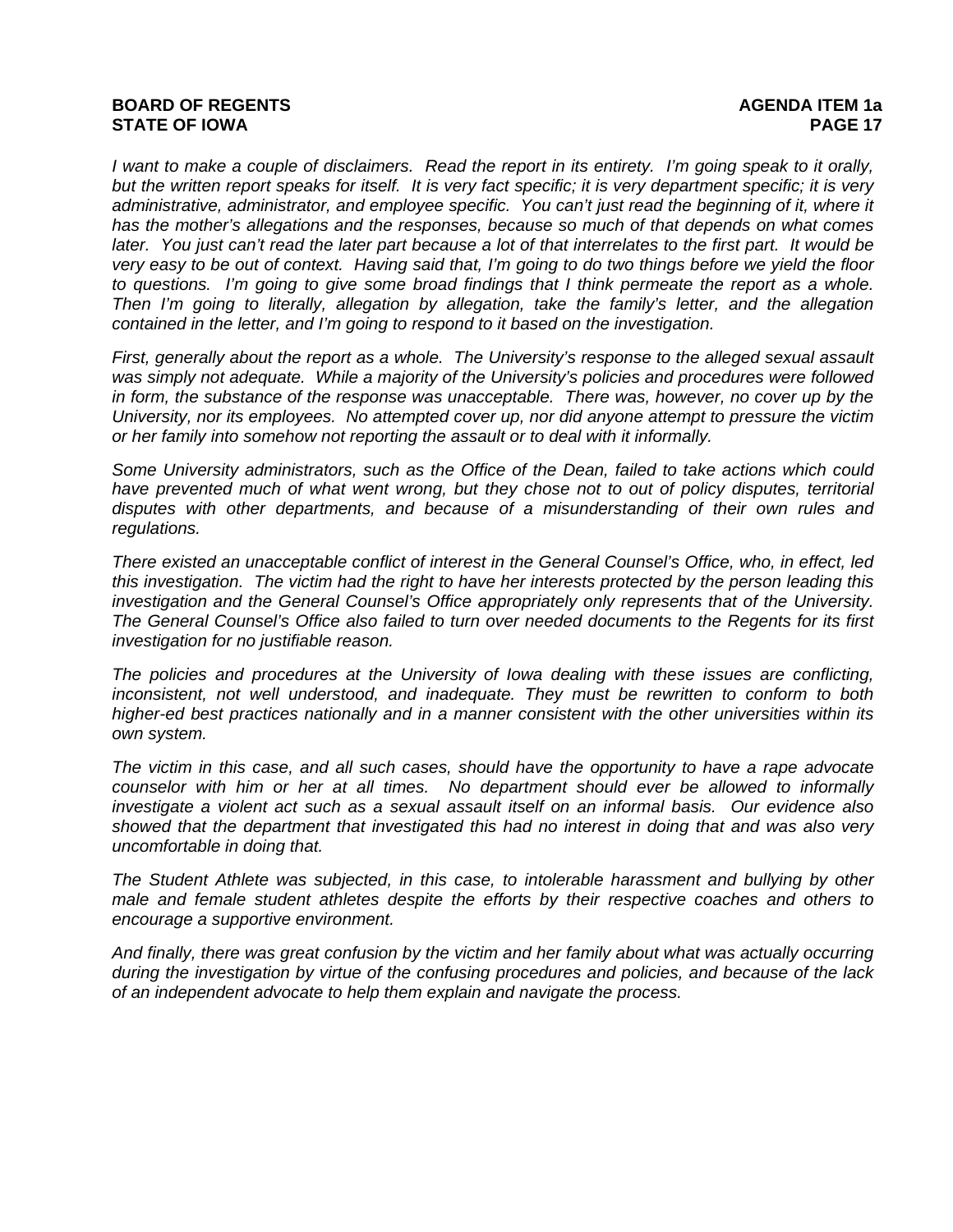*I want to make a couple of disclaimers. Read the report in its entirety. I'm going speak to it orally, but the written report speaks for itself. It is very fact specific; it is very department specific; it is very administrative, administrator, and employee specific. You can't just read the beginning of it, where it has the mother's allegations and the responses, because so much of that depends on what comes later. You just can't read the later part because a lot of that interrelates to the first part. It would be very easy to be out of context. Having said that, I'm going to do two things before we yield the floor to questions. I'm going to give some broad findings that I think permeate the report as a whole. Then I'm going to literally, allegation by allegation, take the family's letter, and the allegation contained in the letter, and I'm going to respond to it based on the investigation.*

*First, generally about the report as a whole. The University's response to the alleged sexual assault was simply not adequate. While a majority of the University's policies and procedures were followed in form, the substance of the response was unacceptable. There was, however, no cover up by the University, nor its employees. No attempted cover up, nor did anyone attempt to pressure the victim or her family into somehow not reporting the assault or to deal with it informally.*

*Some University administrators, such as the Office of the Dean, failed to take actions which could have prevented much of what went wrong, but they chose not to out of policy disputes, territorial disputes with other departments, and because of a misunderstanding of their own rules and regulations.*

*There existed an unacceptable conflict of interest in the General Counsel's Office, who, in effect, led this investigation. The victim had the right to have her interests protected by the person leading this investigation and the General Counsel's Office appropriately only represents that of the University. The General Counsel's Office also failed to turn over needed documents to the Regents for its first investigation for no justifiable reason.*

*The policies and procedures at the University of Iowa dealing with these issues are conflicting, inconsistent, not well understood, and inadequate. They must be rewritten to conform to both higher-ed best practices nationally and in a manner consistent with the other universities within its own system.*

*The victim in this case, and all such cases, should have the opportunity to have a rape advocate counselor with him or her at all times. No department should ever be allowed to informally investigate a violent act such as a sexual assault itself on an informal basis. Our evidence also showed that the department that investigated this had no interest in doing that and was also very uncomfortable in doing that.*

*The Student Athlete was subjected, in this case, to intolerable harassment and bullying by other male and female student athletes despite the efforts by their respective coaches and others to encourage a supportive environment.*

*And finally, there was great confusion by the victim and her family about what was actually occurring during the investigation by virtue of the confusing procedures and policies, and because of the lack of an independent advocate to help them explain and navigate the process.*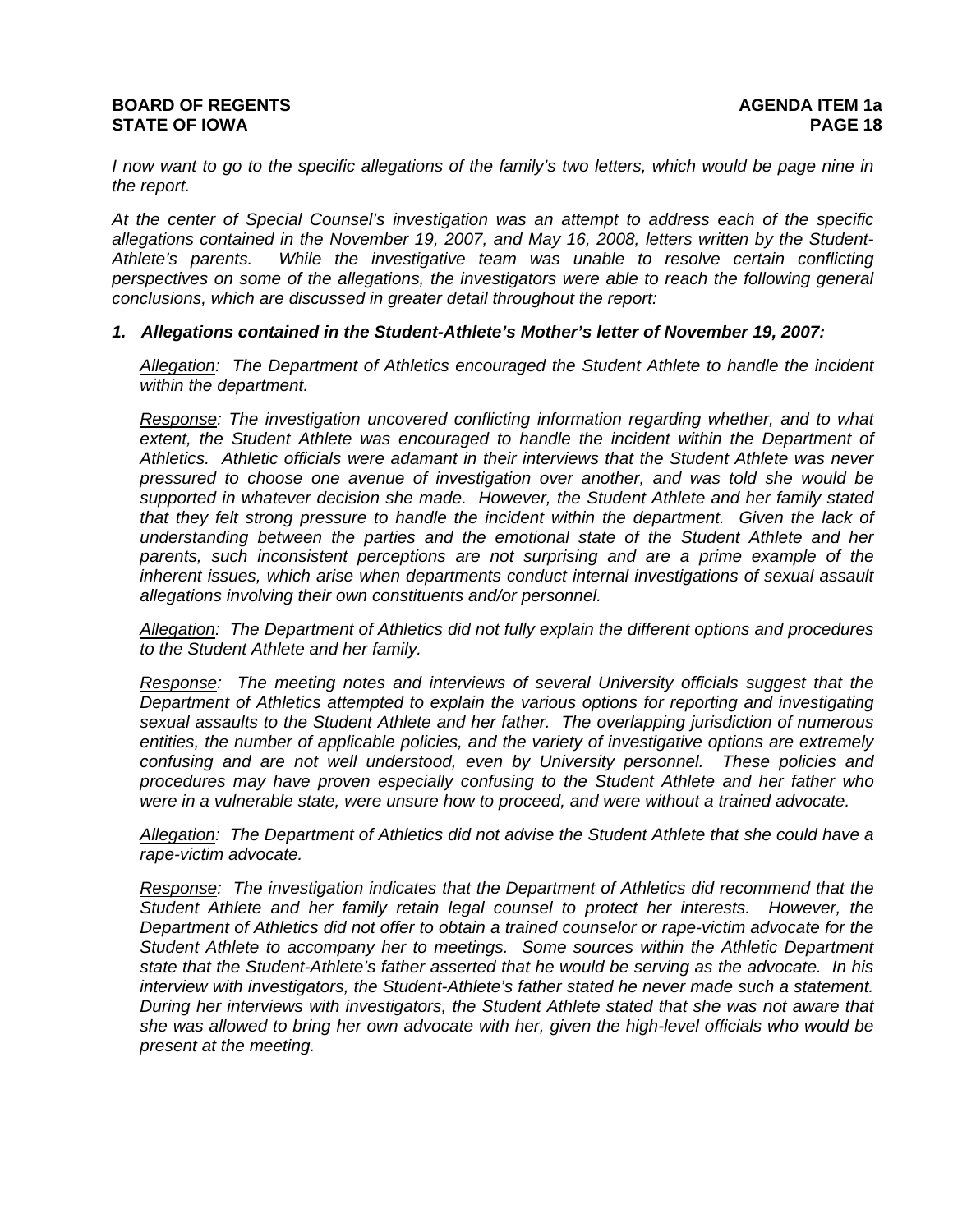*I now want to go to the specific allegations of the family's two letters, which would be page nine in the report.*

*At the center of Special Counsel's investigation was an attempt to address each of the specific allegations contained in the November 19, 2007, and May 16, 2008, letters written by the Student-Athlete's parents. While the investigative team was unable to resolve certain conflicting perspectives on some of the allegations, the investigators were able to reach the following general conclusions, which are discussed in greater detail throughout the report:*

***1. Allegations contained in the Student-Athlete's Mother's letter of November 19, 2007:***

*Allegation: The Department of Athletics encouraged the Student Athlete to handle the incident within the department.*

*Response: The investigation uncovered conflicting information regarding whether, and to what extent, the Student Athlete was encouraged to handle the incident within the Department of Athletics. Athletic officials were adamant in their interviews that the Student Athlete was never pressured to choose one avenue of investigation over another, and was told she would be supported in whatever decision she made. However, the Student Athlete and her family stated that they felt strong pressure to handle the incident within the department. Given the lack of understanding between the parties and the emotional state of the Student Athlete and her parents, such inconsistent perceptions are not surprising and are a prime example of the inherent issues, which arise when departments conduct internal investigations of sexual assault allegations involving their own constituents and/or personnel.*

*Allegation: The Department of Athletics did not fully explain the different options and procedures to the Student Athlete and her family.*

*Response: The meeting notes and interviews of several University officials suggest that the Department of Athletics attempted to explain the various options for reporting and investigating sexual assaults to the Student Athlete and her father. The overlapping jurisdiction of numerous entities, the number of applicable policies, and the variety of investigative options are extremely confusing and are not well understood, even by University personnel. These policies and procedures may have proven especially confusing to the Student Athlete and her father who were in a vulnerable state, were unsure how to proceed, and were without a trained advocate.*

*Allegation: The Department of Athletics did not advise the Student Athlete that she could have a rape-victim advocate.*

*Response: The investigation indicates that the Department of Athletics did recommend that the Student Athlete and her family retain legal counsel to protect her interests. However, the Department of Athletics did not offer to obtain a trained counselor or rape-victim advocate for the Student Athlete to accompany her to meetings. Some sources within the Athletic Department state that the Student-Athlete's father asserted that he would be serving as the advocate. In his interview with investigators, the Student-Athlete's father stated he never made such a statement. During her interviews with investigators, the Student Athlete stated that she was not aware that she was allowed to bring her own advocate with her, given the high-level officials who would be present at the meeting.*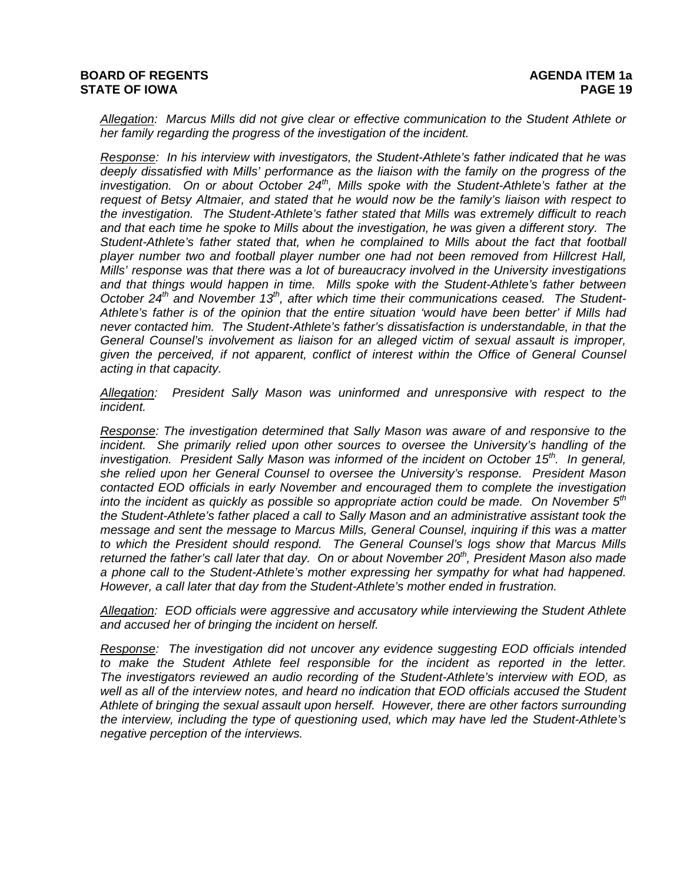*<u>Allegation</u>: Marcus Mills did not give clear or effective communication to the Student Athlete or her family regarding the progress of the investigation of the incident.*

*<u>Response</u>: In his interview with investigators, the Student-Athlete's father indicated that he was deeply dissatisfied with Mills' performance as the liaison with the family on the progress of the investigation. On or about October 24th, Mills spoke with the Student-Athlete's father at the request of Betsy Altmaier, and stated that he would now be the family's liaison with respect to the investigation. The Student-Athlete's father stated that Mills was extremely difficult to reach and that each time he spoke to Mills about the investigation, he was given a different story. The Student-Athlete's father stated that, when he complained to Mills about the fact that football player number two and football player number one had not been removed from Hillcrest Hall, Mills' response was that there was a lot of bureaucracy involved in the University investigations and that things would happen in time. Mills spoke with the Student-Athlete's father between October 24th and November 13th, after which time their communications ceased. The Student-Athlete's father is of the opinion that the entire situation 'would have been better' if Mills had never contacted him. The Student-Athlete's father's dissatisfaction is understandable, in that the General Counsel's involvement as liaison for an alleged victim of sexual assault is improper, given the perceived, if not apparent, conflict of interest within the Office of General Counsel acting in that capacity.*

*<u>Allegation</u>: President Sally Mason was uninformed and unresponsive with respect to the incident.*

*<u>Response</u>: The investigation determined that Sally Mason was aware of and responsive to the incident. She primarily relied upon other sources to oversee the University's handling of the investigation. President Sally Mason was informed of the incident on October 15th. In general, she relied upon her General Counsel to oversee the University's response. President Mason contacted EOD officials in early November and encouraged them to complete the investigation into the incident as quickly as possible so appropriate action could be made. On November 5th the Student-Athlete's father placed a call to Sally Mason and an administrative assistant took the message and sent the message to Marcus Mills, General Counsel, inquiring if this was a matter to which the President should respond. The General Counsel's logs show that Marcus Mills returned the father's call later that day. On or about November 20th, President Mason also made a phone call to the Student-Athlete's mother expressing her sympathy for what had happened. However, a call later that day from the Student-Athlete's mother ended in frustration.*

*<u>Allegation</u>: EOD officials were aggressive and accusatory while interviewing the Student Athlete and accused her of bringing the incident on herself.*

*<u>Response</u>: The investigation did not uncover any evidence suggesting EOD officials intended to make the Student Athlete feel responsible for the incident as reported in the letter. The investigators reviewed an audio recording of the Student-Athlete's interview with EOD, as well as all of the interview notes, and heard no indication that EOD officials accused the Student Athlete of bringing the sexual assault upon herself. However, there are other factors surrounding the interview, including the type of questioning used, which may have led the Student-Athlete's negative perception of the interviews.*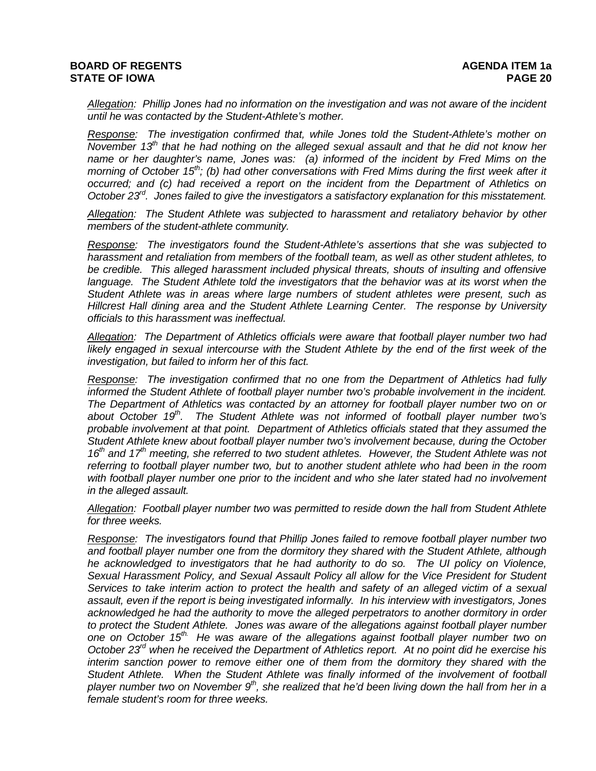*<u>Allegation</u>: Phillip Jones had no information on the investigation and was not aware of the incident until he was contacted by the Student-Athlete's mother.*

*<u>Response</u>: The investigation confirmed that, while Jones told the Student-Athlete's mother on November 13th that he had nothing on the alleged sexual assault and that he did not know her name or her daughter's name, Jones was: (a) informed of the incident by Fred Mims on the morning of October 15th; (b) had other conversations with Fred Mims during the first week after it occurred; and (c) had received a report on the incident from the Department of Athletics on October 23rd. Jones failed to give the investigators a satisfactory explanation for this misstatement.*

*<u>Allegation</u>: The Student Athlete was subjected to harassment and retaliatory behavior by other members of the student-athlete community.*

*<u>Response</u>: The investigators found the Student-Athlete's assertions that she was subjected to harassment and retaliation from members of the football team, as well as other student athletes, to be credible. This alleged harassment included physical threats, shouts of insulting and offensive language. The Student Athlete told the investigators that the behavior was at its worst when the Student Athlete was in areas where large numbers of student athletes were present, such as Hillcrest Hall dining area and the Student Athlete Learning Center. The response by University officials to this harassment was ineffectual.*

*<u>Allegation</u>: The Department of Athletics officials were aware that football player number two had likely engaged in sexual intercourse with the Student Athlete by the end of the first week of the investigation, but failed to inform her of this fact.*

*<u>Response</u>: The investigation confirmed that no one from the Department of Athletics had fully informed the Student Athlete of football player number two's probable involvement in the incident. The Department of Athletics was contacted by an attorney for football player number two on or about October 19th. The Student Athlete was not informed of football player number two's probable involvement at that point. Department of Athletics officials stated that they assumed the Student Athlete knew about football player number two's involvement because, during the October 16th and 17th meeting, she referred to two student athletes. However, the Student Athlete was not referring to football player number two, but to another student athlete who had been in the room with football player number one prior to the incident and who she later stated had no involvement in the alleged assault.*

*<u>Allegation</u>: Football player number two was permitted to reside down the hall from Student Athlete for three weeks.*

*<u>Response</u>: The investigators found that Phillip Jones failed to remove football player number two and football player number one from the dormitory they shared with the Student Athlete, although he acknowledged to investigators that he had authority to do so. The UI policy on Violence, Sexual Harassment Policy, and Sexual Assault Policy all allow for the Vice President for Student Services to take interim action to protect the health and safety of an alleged victim of a sexual assault, even if the report is being investigated informally. In his interview with investigators, Jones acknowledged he had the authority to move the alleged perpetrators to another dormitory in order to protect the Student Athlete. Jones was aware of the allegations against football player number one on October 15th. He was aware of the allegations against football player number two on October 23rd when he received the Department of Athletics report. At no point did he exercise his interim sanction power to remove either one of them from the dormitory they shared with the Student Athlete. When the Student Athlete was finally informed of the involvement of football player number two on November 9th, she realized that he'd been living down the hall from her in a female student's room for three weeks.*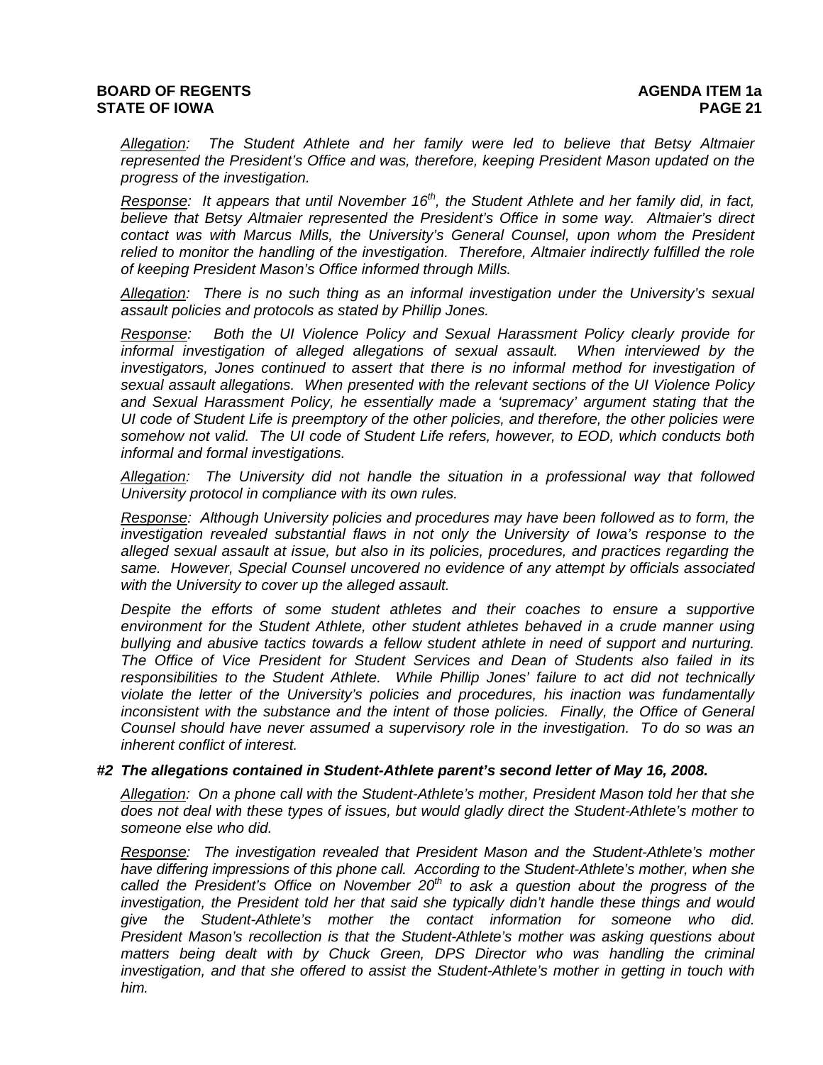*<u>Allegation</u>: The Student Athlete and her family were led to believe that Betsy Altmaier represented the President's Office and was, therefore, keeping President Mason updated on the progress of the investigation.*

*<u>Response</u>: It appears that until November 16th, the Student Athlete and her family did, in fact, believe that Betsy Altmaier represented the President's Office in some way. Altmaier's direct contact was with Marcus Mills, the University's General Counsel, upon whom the President relied to monitor the handling of the investigation. Therefore, Altmaier indirectly fulfilled the role of keeping President Mason's Office informed through Mills.*

*<u>Allegation</u>: There is no such thing as an informal investigation under the University's sexual assault policies and protocols as stated by Phillip Jones.*

*<u>Response</u>: Both the UI Violence Policy and Sexual Harassment Policy clearly provide for informal investigation of alleged allegations of sexual assault. When interviewed by the investigators, Jones continued to assert that there is no informal method for investigation of sexual assault allegations. When presented with the relevant sections of the UI Violence Policy and Sexual Harassment Policy, he essentially made a 'supremacy' argument stating that the UI code of Student Life is preemptory of the other policies, and therefore, the other policies were somehow not valid. The UI code of Student Life refers, however, to EOD, which conducts both informal and formal investigations.*

*<u>Allegation</u>: The University did not handle the situation in a professional way that followed University protocol in compliance with its own rules.*

*<u>Response</u>: Although University policies and procedures may have been followed as to form, the investigation revealed substantial flaws in not only the University of Iowa's response to the alleged sexual assault at issue, but also in its policies, procedures, and practices regarding the same. However, Special Counsel uncovered no evidence of any attempt by officials associated with the University to cover up the alleged assault.*

*Despite the efforts of some student athletes and their coaches to ensure a supportive environment for the Student Athlete, other student athletes behaved in a crude manner using bullying and abusive tactics towards a fellow student athlete in need of support and nurturing. The Office of Vice President for Student Services and Dean of Students also failed in its responsibilities to the Student Athlete. While Phillip Jones' failure to act did not technically violate the letter of the University's policies and procedures, his inaction was fundamentally inconsistent with the substance and the intent of those policies. Finally, the Office of General Counsel should have never assumed a supervisory role in the investigation. To do so was an inherent conflict of interest.*

***#2 The allegations contained in Student-Athlete parent's second letter of May 16, 2008.***

*<u>Allegation</u>: On a phone call with the Student-Athlete's mother, President Mason told her that she does not deal with these types of issues, but would gladly direct the Student-Athlete's mother to someone else who did.*

*<u>Response</u>: The investigation revealed that President Mason and the Student-Athlete's mother have differing impressions of this phone call. According to the Student-Athlete's mother, when she called the President's Office on November 20th to ask a question about the progress of the investigation, the President told her that said she typically didn't handle these things and would give the Student-Athlete's mother the contact information for someone who did. President Mason's recollection is that the Student-Athlete's mother was asking questions about matters being dealt with by Chuck Green, DPS Director who was handling the criminal investigation, and that she offered to assist the Student-Athlete's mother in getting in touch with him.*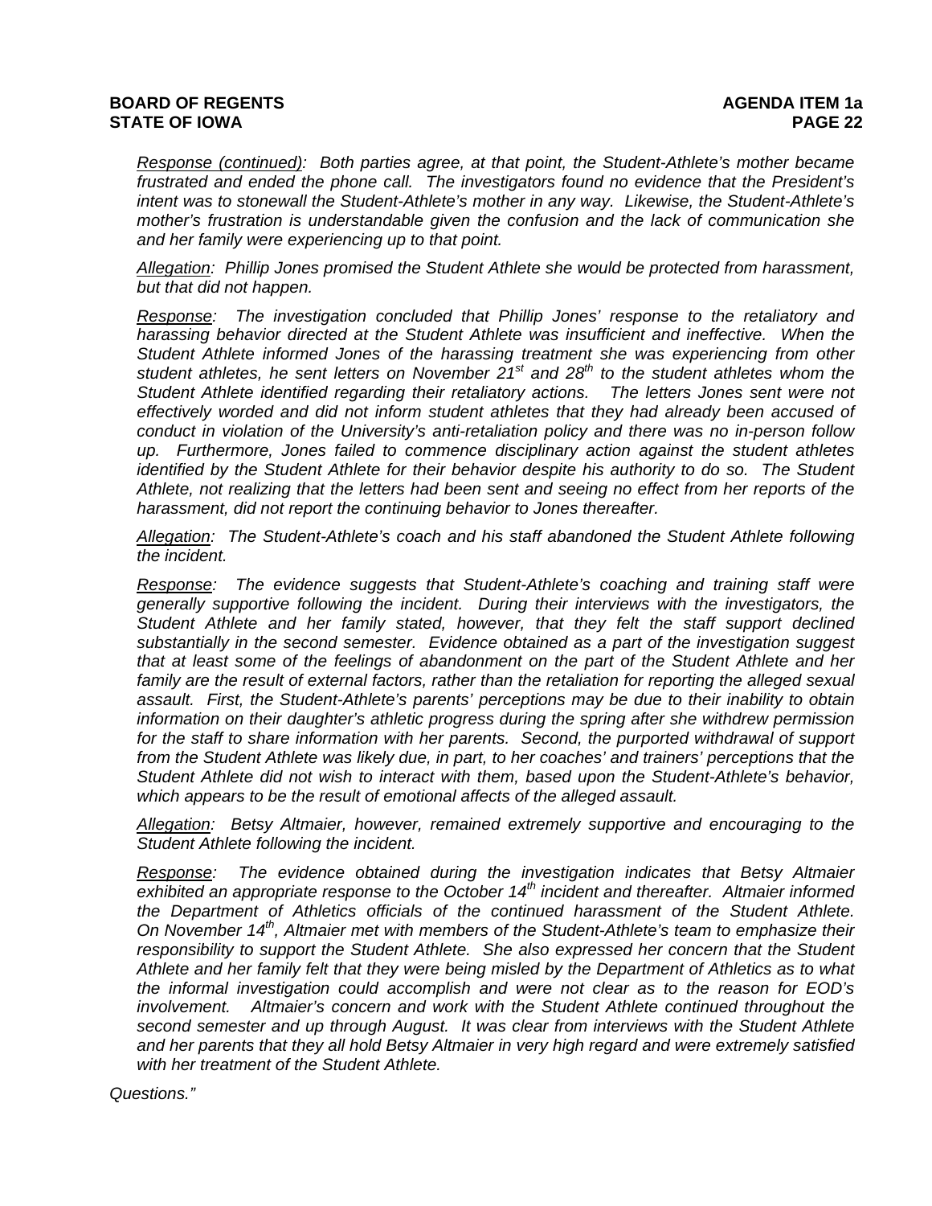*<u>Response (continued)</u>: Both parties agree, at that point, the Student-Athlete's mother became frustrated and ended the phone call. The investigators found no evidence that the President's intent was to stonewall the Student-Athlete's mother in any way. Likewise, the Student-Athlete's mother's frustration is understandable given the confusion and the lack of communication she and her family were experiencing up to that point.*

*<u>Allegation</u>: Phillip Jones promised the Student Athlete she would be protected from harassment, but that did not happen.*

*<u>Response</u>: The investigation concluded that Phillip Jones' response to the retaliatory and harassing behavior directed at the Student Athlete was insufficient and ineffective. When the Student Athlete informed Jones of the harassing treatment she was experiencing from other student athletes, he sent letters on November 21st and 28th to the student athletes whom the Student Athlete identified regarding their retaliatory actions. The letters Jones sent were not effectively worded and did not inform student athletes that they had already been accused of conduct in violation of the University's anti-retaliation policy and there was no in-person follow up. Furthermore, Jones failed to commence disciplinary action against the student athletes identified by the Student Athlete for their behavior despite his authority to do so. The Student Athlete, not realizing that the letters had been sent and seeing no effect from her reports of the harassment, did not report the continuing behavior to Jones thereafter.*

*<u>Allegation</u>: The Student-Athlete's coach and his staff abandoned the Student Athlete following the incident.*

*<u>Response</u>: The evidence suggests that Student-Athlete's coaching and training staff were generally supportive following the incident. During their interviews with the investigators, the Student Athlete and her family stated, however, that they felt the staff support declined substantially in the second semester. Evidence obtained as a part of the investigation suggest that at least some of the feelings of abandonment on the part of the Student Athlete and her family are the result of external factors, rather than the retaliation for reporting the alleged sexual assault. First, the Student-Athlete's parents' perceptions may be due to their inability to obtain information on their daughter's athletic progress during the spring after she withdrew permission for the staff to share information with her parents. Second, the purported withdrawal of support from the Student Athlete was likely due, in part, to her coaches' and trainers' perceptions that the Student Athlete did not wish to interact with them, based upon the Student-Athlete's behavior, which appears to be the result of emotional affects of the alleged assault.*

*<u>Allegation</u>: Betsy Altmaier, however, remained extremely supportive and encouraging to the Student Athlete following the incident.*

*<u>Response</u>: The evidence obtained during the investigation indicates that Betsy Altmaier exhibited an appropriate response to the October 14th incident and thereafter. Altmaier informed the Department of Athletics officials of the continued harassment of the Student Athlete. On November 14th, Altmaier met with members of the Student-Athlete's team to emphasize their responsibility to support the Student Athlete. She also expressed her concern that the Student Athlete and her family felt that they were being misled by the Department of Athletics as to what the informal investigation could accomplish and were not clear as to the reason for EOD's involvement. Altmaier's concern and work with the Student Athlete continued throughout the second semester and up through August. It was clear from interviews with the Student Athlete and her parents that they all hold Betsy Altmaier in very high regard and were extremely satisfied with her treatment of the Student Athlete.*

*Questions."*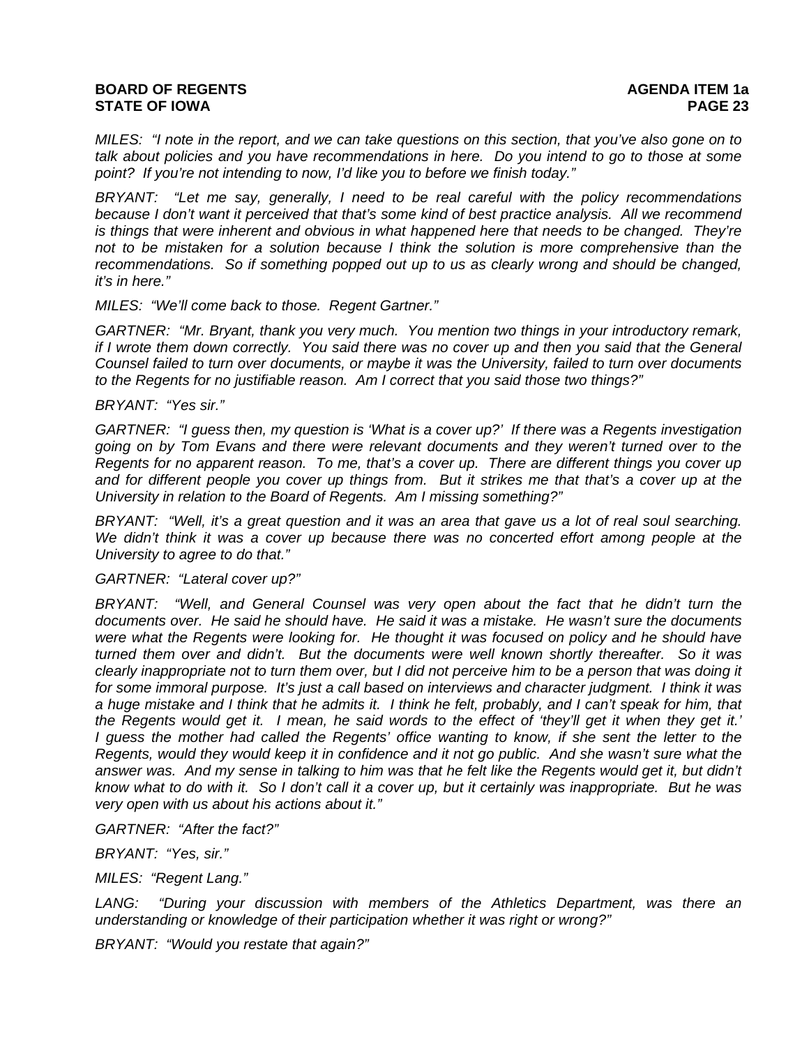*MILES: "I note in the report, and we can take questions on this section, that you've also gone on to talk about policies and you have recommendations in here. Do you intend to go to those at some point? If you're not intending to now, I'd like you to before we finish today."*

*BRYANT: "Let me say, generally, I need to be real careful with the policy recommendations because I don't want it perceived that that's some kind of best practice analysis. All we recommend is things that were inherent and obvious in what happened here that needs to be changed. They're not to be mistaken for a solution because I think the solution is more comprehensive than the recommendations. So if something popped out up to us as clearly wrong and should be changed, it's in here."*

*MILES: "We'll come back to those. Regent Gartner."*

*GARTNER: "Mr. Bryant, thank you very much. You mention two things in your introductory remark, if I wrote them down correctly. You said there was no cover up and then you said that the General Counsel failed to turn over documents, or maybe it was the University, failed to turn over documents to the Regents for no justifiable reason. Am I correct that you said those two things?"*

*BRYANT: "Yes sir."*

*GARTNER: "I guess then, my question is 'What is a cover up?' If there was a Regents investigation going on by Tom Evans and there were relevant documents and they weren't turned over to the Regents for no apparent reason. To me, that's a cover up. There are different things you cover up and for different people you cover up things from. But it strikes me that that's a cover up at the University in relation to the Board of Regents. Am I missing something?"*

*BRYANT: "Well, it's a great question and it was an area that gave us a lot of real soul searching. We didn't think it was a cover up because there was no concerted effort among people at the University to agree to do that."*

*GARTNER: "Lateral cover up?"*

*BRYANT: "Well, and General Counsel was very open about the fact that he didn't turn the documents over. He said he should have. He said it was a mistake. He wasn't sure the documents were what the Regents were looking for. He thought it was focused on policy and he should have turned them over and didn't. But the documents were well known shortly thereafter. So it was clearly inappropriate not to turn them over, but I did not perceive him to be a person that was doing it for some immoral purpose. It's just a call based on interviews and character judgment. I think it was a huge mistake and I think that he admits it. I think he felt, probably, and I can't speak for him, that the Regents would get it. I mean, he said words to the effect of 'they'll get it when they get it.' I guess the mother had called the Regents' office wanting to know, if she sent the letter to the Regents, would they would keep it in confidence and it not go public. And she wasn't sure what the answer was. And my sense in talking to him was that he felt like the Regents would get it, but didn't know what to do with it. So I don't call it a cover up, but it certainly was inappropriate. But he was very open with us about his actions about it."*

*GARTNER: "After the fact?"*

*BRYANT: "Yes, sir."*

*MILES: "Regent Lang."*

*LANG: "During your discussion with members of the Athletics Department, was there an understanding or knowledge of their participation whether it was right or wrong?"*

*BRYANT: "Would you restate that again?"*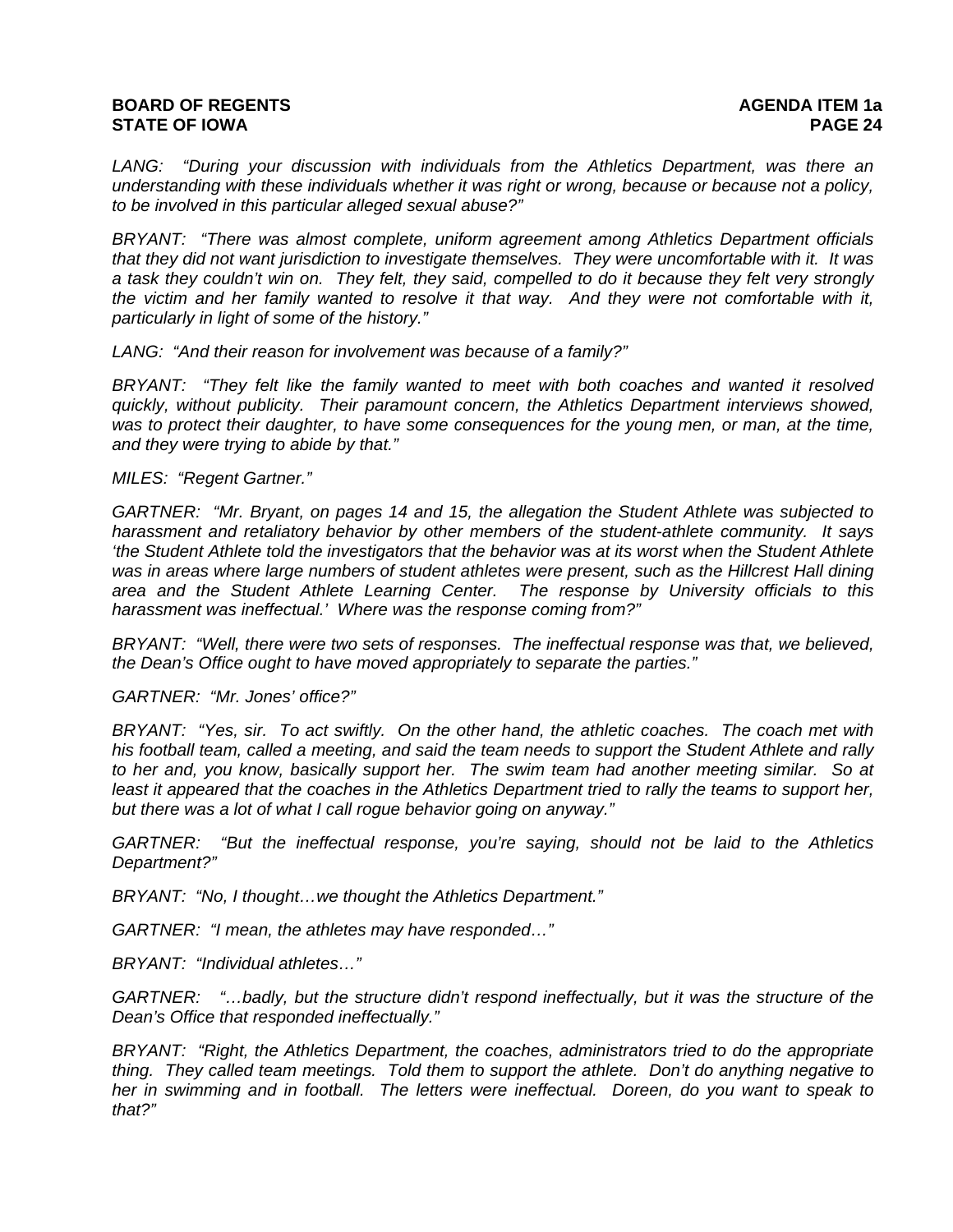*LANG: "During your discussion with individuals from the Athletics Department, was there an understanding with these individuals whether it was right or wrong, because or because not a policy, to be involved in this particular alleged sexual abuse?"*

*BRYANT: "There was almost complete, uniform agreement among Athletics Department officials that they did not want jurisdiction to investigate themselves. They were uncomfortable with it. It was a task they couldn't win on. They felt, they said, compelled to do it because they felt very strongly the victim and her family wanted to resolve it that way. And they were not comfortable with it, particularly in light of some of the history."*

*LANG: "And their reason for involvement was because of a family?"*

*BRYANT: "They felt like the family wanted to meet with both coaches and wanted it resolved quickly, without publicity. Their paramount concern, the Athletics Department interviews showed, was to protect their daughter, to have some consequences for the young men, or man, at the time, and they were trying to abide by that."*

*MILES: "Regent Gartner."*

*GARTNER: "Mr. Bryant, on pages 14 and 15, the allegation the Student Athlete was subjected to harassment and retaliatory behavior by other members of the student-athlete community. It says 'the Student Athlete told the investigators that the behavior was at its worst when the Student Athlete was in areas where large numbers of student athletes were present, such as the Hillcrest Hall dining area and the Student Athlete Learning Center. The response by University officials to this harassment was ineffectual.' Where was the response coming from?"*

*BRYANT: "Well, there were two sets of responses. The ineffectual response was that, we believed, the Dean's Office ought to have moved appropriately to separate the parties."*

*GARTNER: "Mr. Jones' office?"*

*BRYANT: "Yes, sir. To act swiftly. On the other hand, the athletic coaches. The coach met with his football team, called a meeting, and said the team needs to support the Student Athlete and rally to her and, you know, basically support her. The swim team had another meeting similar. So at least it appeared that the coaches in the Athletics Department tried to rally the teams to support her, but there was a lot of what I call rogue behavior going on anyway."*

*GARTNER: "But the ineffectual response, you're saying, should not be laid to the Athletics Department?"*

*BRYANT: "No, I thought…we thought the Athletics Department."*

*GARTNER: "I mean, the athletes may have responded…"*

*BRYANT: "Individual athletes…"*

*GARTNER: "…badly, but the structure didn't respond ineffectually, but it was the structure of the Dean's Office that responded ineffectually."*

*BRYANT: "Right, the Athletics Department, the coaches, administrators tried to do the appropriate thing. They called team meetings. Told them to support the athlete. Don't do anything negative to her in swimming and in football. The letters were ineffectual. Doreen, do you want to speak to that?"*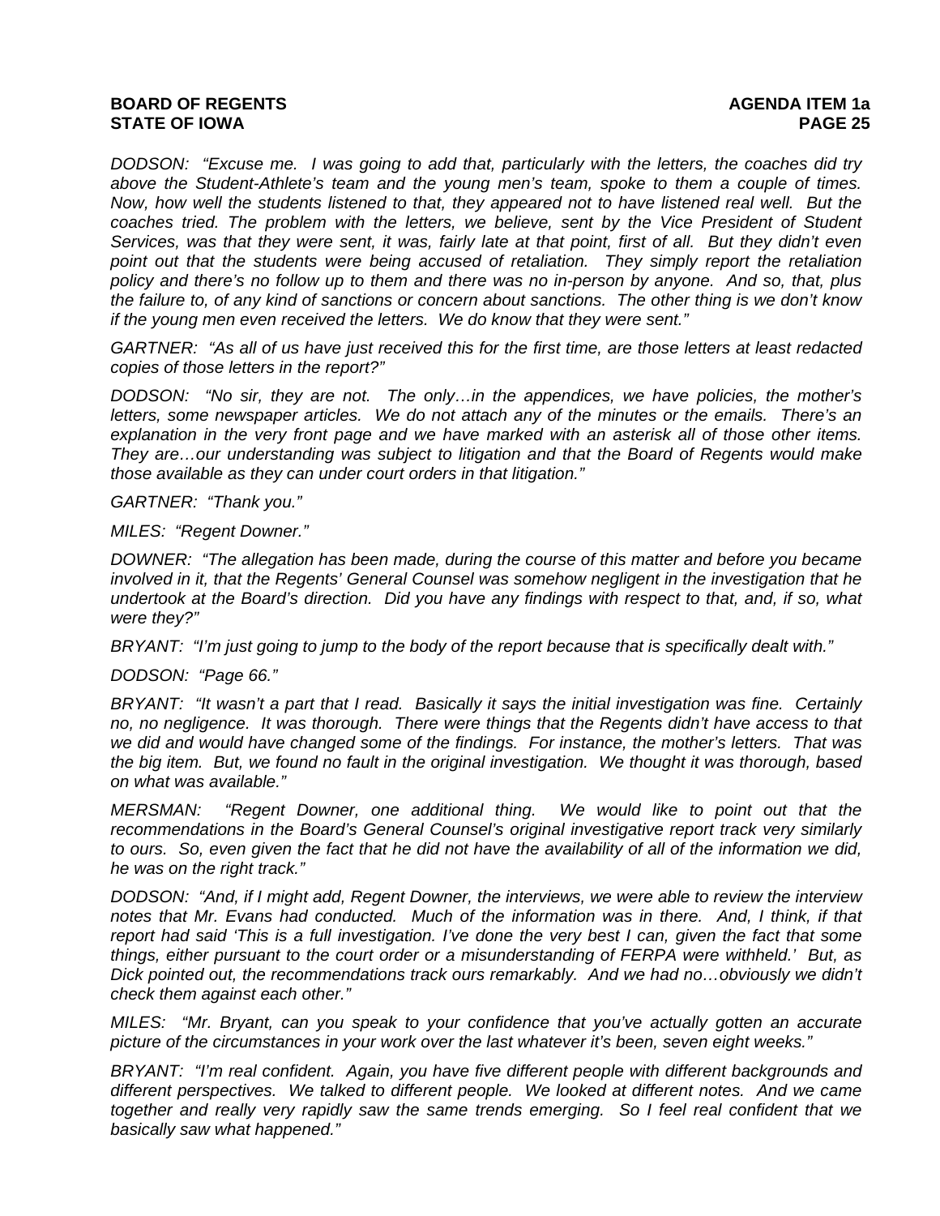*DODSON: "Excuse me. I was going to add that, particularly with the letters, the coaches did try above the Student-Athlete's team and the young men's team, spoke to them a couple of times. Now, how well the students listened to that, they appeared not to have listened real well. But the coaches tried. The problem with the letters, we believe, sent by the Vice President of Student Services, was that they were sent, it was, fairly late at that point, first of all. But they didn't even point out that the students were being accused of retaliation. They simply report the retaliation policy and there's no follow up to them and there was no in-person by anyone. And so, that, plus the failure to, of any kind of sanctions or concern about sanctions. The other thing is we don't know if the young men even received the letters. We do know that they were sent."*

*GARTNER: "As all of us have just received this for the first time, are those letters at least redacted copies of those letters in the report?"*

*DODSON: "No sir, they are not. The only…in the appendices, we have policies, the mother's letters, some newspaper articles. We do not attach any of the minutes or the emails. There's an explanation in the very front page and we have marked with an asterisk all of those other items. They are…our understanding was subject to litigation and that the Board of Regents would make those available as they can under court orders in that litigation."*

*GARTNER: "Thank you."*

*MILES: "Regent Downer."*

*DOWNER: "The allegation has been made, during the course of this matter and before you became involved in it, that the Regents' General Counsel was somehow negligent in the investigation that he undertook at the Board's direction. Did you have any findings with respect to that, and, if so, what were they?"*

*BRYANT: "I'm just going to jump to the body of the report because that is specifically dealt with."*

*DODSON: "Page 66."*

*BRYANT: "It wasn't a part that I read. Basically it says the initial investigation was fine. Certainly no, no negligence. It was thorough. There were things that the Regents didn't have access to that we did and would have changed some of the findings. For instance, the mother's letters. That was the big item. But, we found no fault in the original investigation. We thought it was thorough, based on what was available."*

*MERSMAN: "Regent Downer, one additional thing. We would like to point out that the recommendations in the Board's General Counsel's original investigative report track very similarly to ours. So, even given the fact that he did not have the availability of all of the information we did, he was on the right track."*

*DODSON: "And, if I might add, Regent Downer, the interviews, we were able to review the interview notes that Mr. Evans had conducted. Much of the information was in there. And, I think, if that report had said 'This is a full investigation. I've done the very best I can, given the fact that some things, either pursuant to the court order or a misunderstanding of FERPA were withheld.' But, as Dick pointed out, the recommendations track ours remarkably. And we had no…obviously we didn't check them against each other."*

*MILES: "Mr. Bryant, can you speak to your confidence that you've actually gotten an accurate picture of the circumstances in your work over the last whatever it's been, seven eight weeks."*

*BRYANT: "I'm real confident. Again, you have five different people with different backgrounds and different perspectives. We talked to different people. We looked at different notes. And we came together and really very rapidly saw the same trends emerging. So I feel real confident that we basically saw what happened."*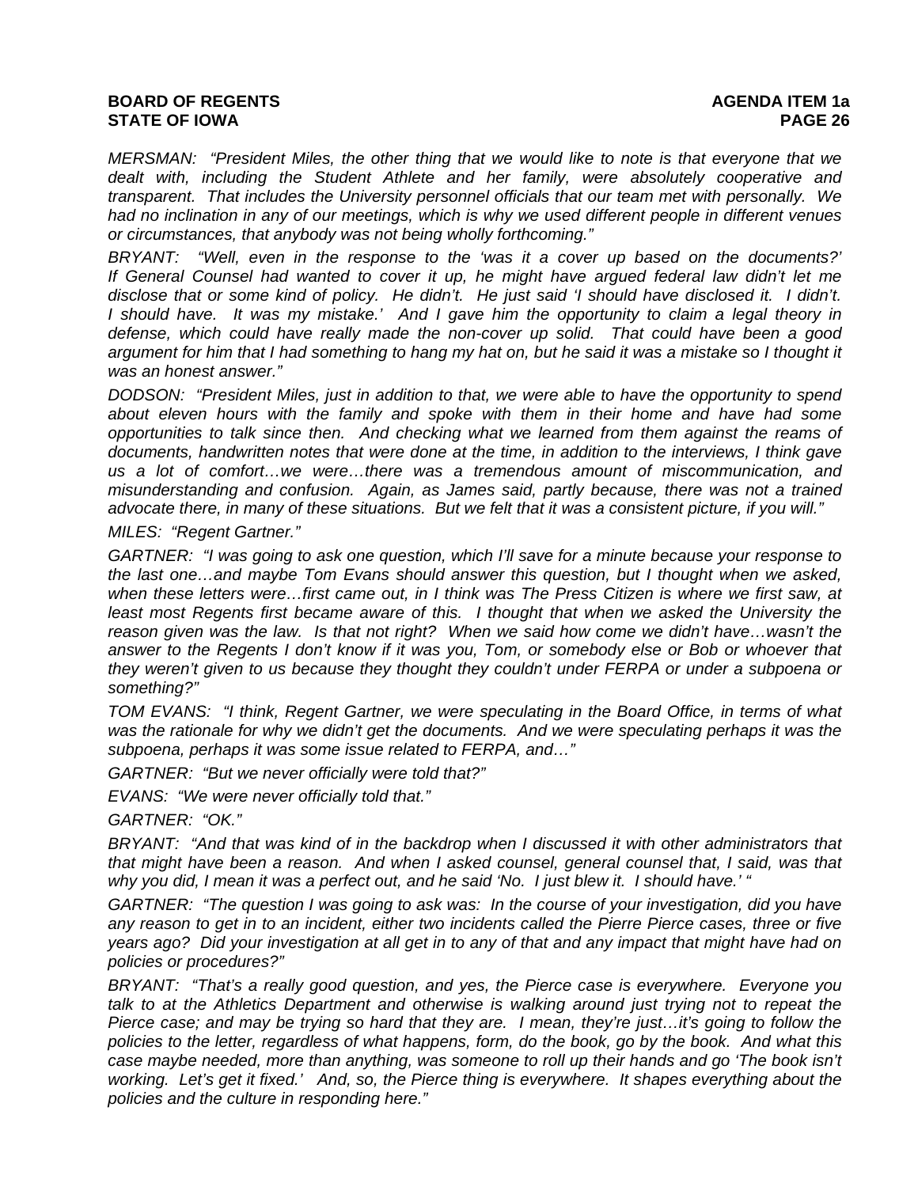*MERSMAN: "President Miles, the other thing that we would like to note is that everyone that we dealt with, including the Student Athlete and her family, were absolutely cooperative and transparent. That includes the University personnel officials that our team met with personally. We had no inclination in any of our meetings, which is why we used different people in different venues or circumstances, that anybody was not being wholly forthcoming."*

*BRYANT: "Well, even in the response to the 'was it a cover up based on the documents?' If General Counsel had wanted to cover it up, he might have argued federal law didn't let me disclose that or some kind of policy. He didn't. He just said 'I should have disclosed it. I didn't. I should have. It was my mistake.' And I gave him the opportunity to claim a legal theory in defense, which could have really made the non-cover up solid. That could have been a good argument for him that I had something to hang my hat on, but he said it was a mistake so I thought it was an honest answer."*

*DODSON: "President Miles, just in addition to that, we were able to have the opportunity to spend about eleven hours with the family and spoke with them in their home and have had some opportunities to talk since then. And checking what we learned from them against the reams of documents, handwritten notes that were done at the time, in addition to the interviews, I think gave us a lot of comfort…we were…there was a tremendous amount of miscommunication, and misunderstanding and confusion. Again, as James said, partly because, there was not a trained advocate there, in many of these situations. But we felt that it was a consistent picture, if you will."*

*MILES: "Regent Gartner."*

*GARTNER: "I was going to ask one question, which I'll save for a minute because your response to the last one…and maybe Tom Evans should answer this question, but I thought when we asked, when these letters were…first came out, in I think was The Press Citizen is where we first saw, at least most Regents first became aware of this. I thought that when we asked the University the reason given was the law. Is that not right? When we said how come we didn't have…wasn't the answer to the Regents I don't know if it was you, Tom, or somebody else or Bob or whoever that they weren't given to us because they thought they couldn't under FERPA or under a subpoena or something?"*

*TOM EVANS: "I think, Regent Gartner, we were speculating in the Board Office, in terms of what was the rationale for why we didn't get the documents. And we were speculating perhaps it was the subpoena, perhaps it was some issue related to FERPA, and…"*

*GARTNER: "But we never officially were told that?"*

*EVANS: "We were never officially told that."*

*GARTNER: "OK."*

*BRYANT: "And that was kind of in the backdrop when I discussed it with other administrators that that might have been a reason. And when I asked counsel, general counsel that, I said, was that why you did, I mean it was a perfect out, and he said 'No. I just blew it. I should have.' "*

*GARTNER: "The question I was going to ask was: In the course of your investigation, did you have any reason to get in to an incident, either two incidents called the Pierre Pierce cases, three or five years ago? Did your investigation at all get in to any of that and any impact that might have had on policies or procedures?"*

*BRYANT: "That's a really good question, and yes, the Pierce case is everywhere. Everyone you talk to at the Athletics Department and otherwise is walking around just trying not to repeat the Pierce case; and may be trying so hard that they are. I mean, they're just…it's going to follow the policies to the letter, regardless of what happens, form, do the book, go by the book. And what this case maybe needed, more than anything, was someone to roll up their hands and go 'The book isn't working. Let's get it fixed.' And, so, the Pierce thing is everywhere. It shapes everything about the policies and the culture in responding here."*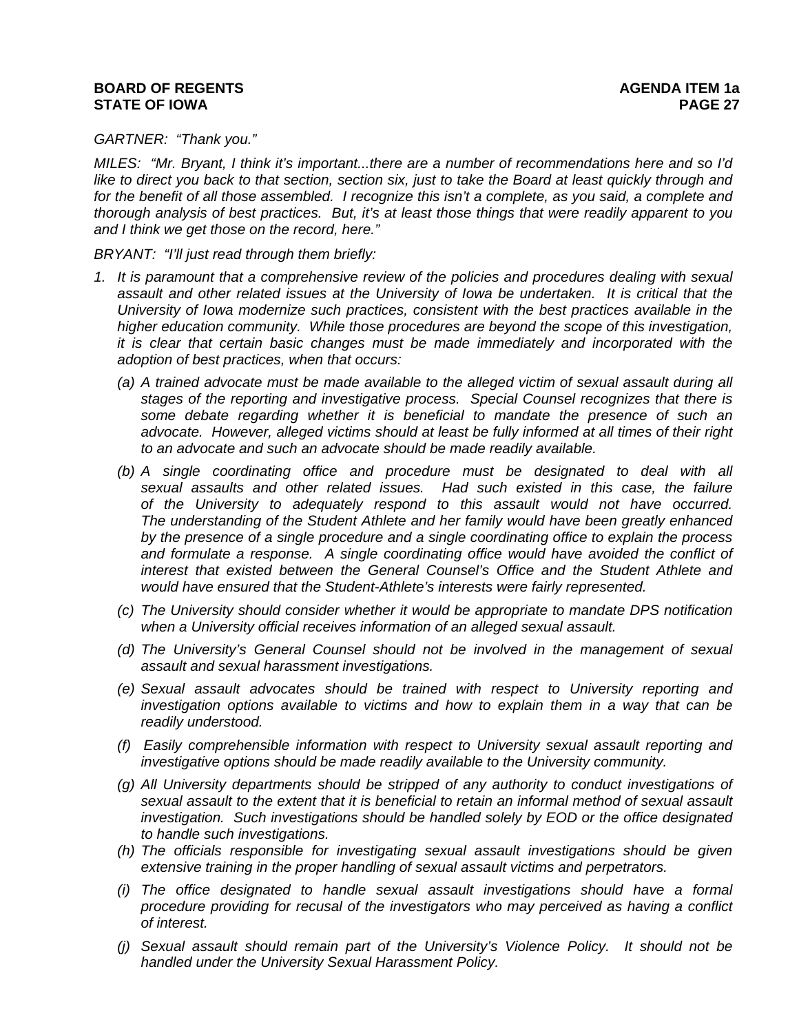*GARTNER: "Thank you."*

*MILES: "Mr. Bryant, I think it's important...there are a number of recommendations here and so I'd like to direct you back to that section, section six, just to take the Board at least quickly through and for the benefit of all those assembled. I recognize this isn't a complete, as you said, a complete and thorough analysis of best practices. But, it's at least those things that were readily apparent to you and I think we get those on the record, here."*

*BRYANT: "I'll just read through them briefly:*

1. *It is paramount that a comprehensive review of the policies and procedures dealing with sexual assault and other related issues at the University of Iowa be undertaken. It is critical that the University of Iowa modernize such practices, consistent with the best practices available in the higher education community. While those procedures are beyond the scope of this investigation, it is clear that certain basic changes must be made immediately and incorporated with the adoption of best practices, when that occurs:*

    (a) *A trained advocate must be made available to the alleged victim of sexual assault during all stages of the reporting and investigative process. Special Counsel recognizes that there is some debate regarding whether it is beneficial to mandate the presence of such an advocate. However, alleged victims should at least be fully informed at all times of their right to an advocate and such an advocate should be made readily available.*

    (b) *A single coordinating office and procedure must be designated to deal with all sexual assaults and other related issues. Had such existed in this case, the failure of the University to adequately respond to this assault would not have occurred. The understanding of the Student Athlete and her family would have been greatly enhanced by the presence of a single procedure and a single coordinating office to explain the process and formulate a response. A single coordinating office would have avoided the conflict of interest that existed between the General Counsel's Office and the Student Athlete and would have ensured that the Student-Athlete's interests were fairly represented.*

    (c) *The University should consider whether it would be appropriate to mandate DPS notification when a University official receives information of an alleged sexual assault.*

    (d) *The University's General Counsel should not be involved in the management of sexual assault and sexual harassment investigations.*

    (e) *Sexual assault advocates should be trained with respect to University reporting and investigation options available to victims and how to explain them in a way that can be readily understood.*

    (f) *Easily comprehensible information with respect to University sexual assault reporting and investigative options should be made readily available to the University community.*

    (g) *All University departments should be stripped of any authority to conduct investigations of sexual assault to the extent that it is beneficial to retain an informal method of sexual assault investigation. Such investigations should be handled solely by EOD or the office designated to handle such investigations.*

    (h) *The officials responsible for investigating sexual assault investigations should be given extensive training in the proper handling of sexual assault victims and perpetrators.*

    (i) *The office designated to handle sexual assault investigations should have a formal procedure providing for recusal of the investigators who may perceived as having a conflict of interest.*

    (j) *Sexual assault should remain part of the University's Violence Policy. It should not be handled under the University Sexual Harassment Policy.*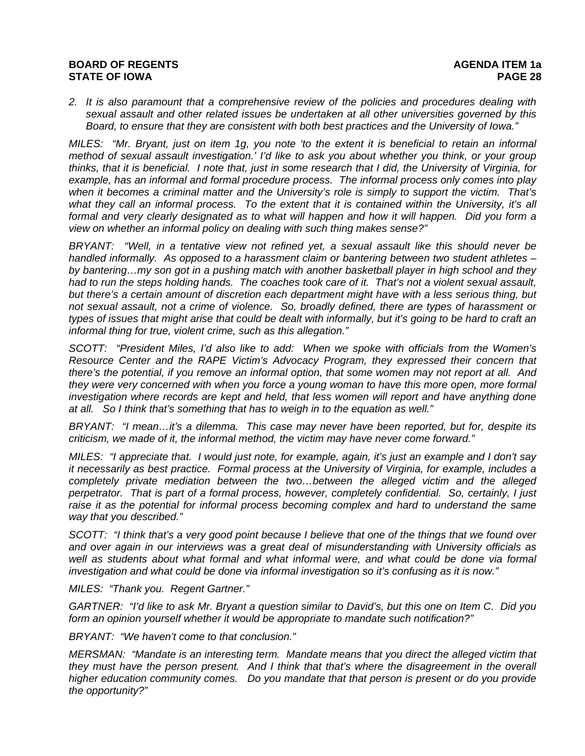*2. It is also paramount that a comprehensive review of the policies and procedures dealing with sexual assault and other related issues be undertaken at all other universities governed by this Board, to ensure that they are consistent with both best practices and the University of Iowa."*

*MILES: "Mr. Bryant, just on item 1g, you note 'to the extent it is beneficial to retain an informal method of sexual assault investigation.' I'd like to ask you about whether you think, or your group thinks, that it is beneficial. I note that, just in some research that I did, the University of Virginia, for example, has an informal and formal procedure process. The informal process only comes into play when it becomes a criminal matter and the University's role is simply to support the victim. That's what they call an informal process. To the extent that it is contained within the University, it's all formal and very clearly designated as to what will happen and how it will happen. Did you form a view on whether an informal policy on dealing with such thing makes sense?"*

*BRYANT: "Well, in a tentative view not refined yet, a sexual assault like this should never be handled informally. As opposed to a harassment claim or bantering between two student athletes – by bantering…my son got in a pushing match with another basketball player in high school and they had to run the steps holding hands. The coaches took care of it. That's not a violent sexual assault, but there's a certain amount of discretion each department might have with a less serious thing, but not sexual assault, not a crime of violence. So, broadly defined, there are types of harassment or types of issues that might arise that could be dealt with informally, but it's going to be hard to craft an informal thing for true, violent crime, such as this allegation."*

*SCOTT: "President Miles, I'd also like to add: When we spoke with officials from the Women's Resource Center and the RAPE Victim's Advocacy Program, they expressed their concern that there's the potential, if you remove an informal option, that some women may not report at all. And they were very concerned with when you force a young woman to have this more open, more formal investigation where records are kept and held, that less women will report and have anything done at all. So I think that's something that has to weigh in to the equation as well."*

*BRYANT: "I mean…it's a dilemma. This case may never have been reported, but for, despite its criticism, we made of it, the informal method, the victim may have never come forward."*

*MILES: "I appreciate that. I would just note, for example, again, it's just an example and I don't say it necessarily as best practice. Formal process at the University of Virginia, for example, includes a completely private mediation between the two…between the alleged victim and the alleged perpetrator. That is part of a formal process, however, completely confidential. So, certainly, I just raise it as the potential for informal process becoming complex and hard to understand the same way that you described."*

*SCOTT: "I think that's a very good point because I believe that one of the things that we found over and over again in our interviews was a great deal of misunderstanding with University officials as well as students about what formal and what informal were, and what could be done via formal investigation and what could be done via informal investigation so it's confusing as it is now."*

*MILES: "Thank you. Regent Gartner."*

*GARTNER: "I'd like to ask Mr. Bryant a question similar to David's, but this one on Item C. Did you form an opinion yourself whether it would be appropriate to mandate such notification?"*

*BRYANT: "We haven't come to that conclusion."*

*MERSMAN: "Mandate is an interesting term. Mandate means that you direct the alleged victim that they must have the person present. And I think that that's where the disagreement in the overall higher education community comes. Do you mandate that that person is present or do you provide the opportunity?"*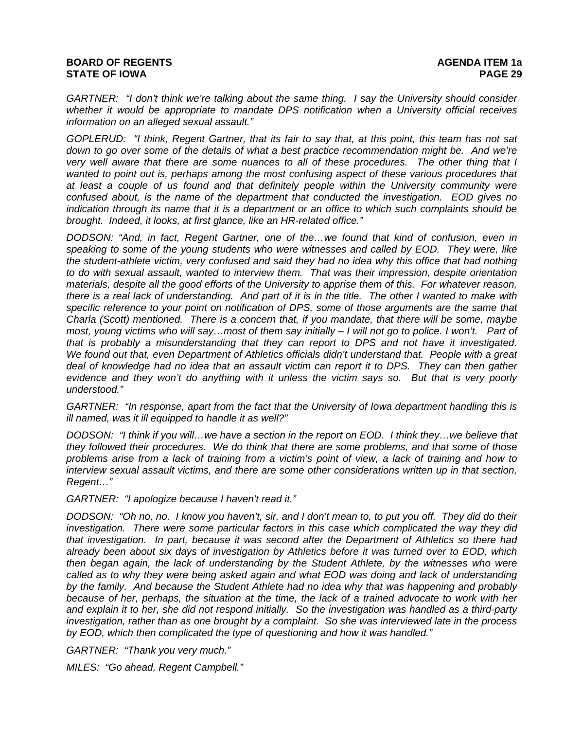*GARTNER: "I don't think we're talking about the same thing. I say the University should consider whether it would be appropriate to mandate DPS notification when a University official receives information on an alleged sexual assault."*

*GOPLERUD: "I think, Regent Gartner, that its fair to say that, at this point, this team has not sat down to go over some of the details of what a best practice recommendation might be. And we're very well aware that there are some nuances to all of these procedures. The other thing that I wanted to point out is, perhaps among the most confusing aspect of these various procedures that at least a couple of us found and that definitely people within the University community were confused about, is the name of the department that conducted the investigation. EOD gives no indication through its name that it is a department or an office to which such complaints should be brought. Indeed, it looks, at first glance, like an HR-related office."*

*DODSON: "And, in fact, Regent Gartner, one of the…we found that kind of confusion, even in speaking to some of the young students who were witnesses and called by EOD. They were, like the student-athlete victim, very confused and said they had no idea why this office that had nothing to do with sexual assault, wanted to interview them. That was their impression, despite orientation materials, despite all the good efforts of the University to apprise them of this. For whatever reason, there is a real lack of understanding. And part of it is in the title. The other I wanted to make with specific reference to your point on notification of DPS, some of those arguments are the same that Charla (Scott) mentioned. There is a concern that, if you mandate, that there will be some, maybe most, young victims who will say…most of them say initially – I will not go to police. I won't. Part of that is probably a misunderstanding that they can report to DPS and not have it investigated. We found out that, even Department of Athletics officials didn't understand that. People with a great deal of knowledge had no idea that an assault victim can report it to DPS. They can then gather evidence and they won't do anything with it unless the victim says so. But that is very poorly understood."*

*GARTNER: "In response, apart from the fact that the University of Iowa department handling this is ill named, was it ill equipped to handle it as well?"*

*DODSON: "I think if you will…we have a section in the report on EOD. I think they…we believe that they followed their procedures. We do think that there are some problems, and that some of those problems arise from a lack of training from a victim's point of view, a lack of training and how to interview sexual assault victims, and there are some other considerations written up in that section, Regent…"*

*GARTNER: "I apologize because I haven't read it."*

*DODSON: "Oh no, no. I know you haven't, sir, and I don't mean to, to put you off. They did do their investigation. There were some particular factors in this case which complicated the way they did that investigation. In part, because it was second after the Department of Athletics so there had already been about six days of investigation by Athletics before it was turned over to EOD, which then began again, the lack of understanding by the Student Athlete, by the witnesses who were called as to why they were being asked again and what EOD was doing and lack of understanding by the family. And because the Student Athlete had no idea why that was happening and probably because of her, perhaps, the situation at the time, the lack of a trained advocate to work with her and explain it to her, she did not respond initially. So the investigation was handled as a third-party investigation, rather than as one brought by a complaint. So she was interviewed late in the process by EOD, which then complicated the type of questioning and how it was handled."*

*GARTNER: "Thank you very much."*

*MILES: "Go ahead, Regent Campbell."*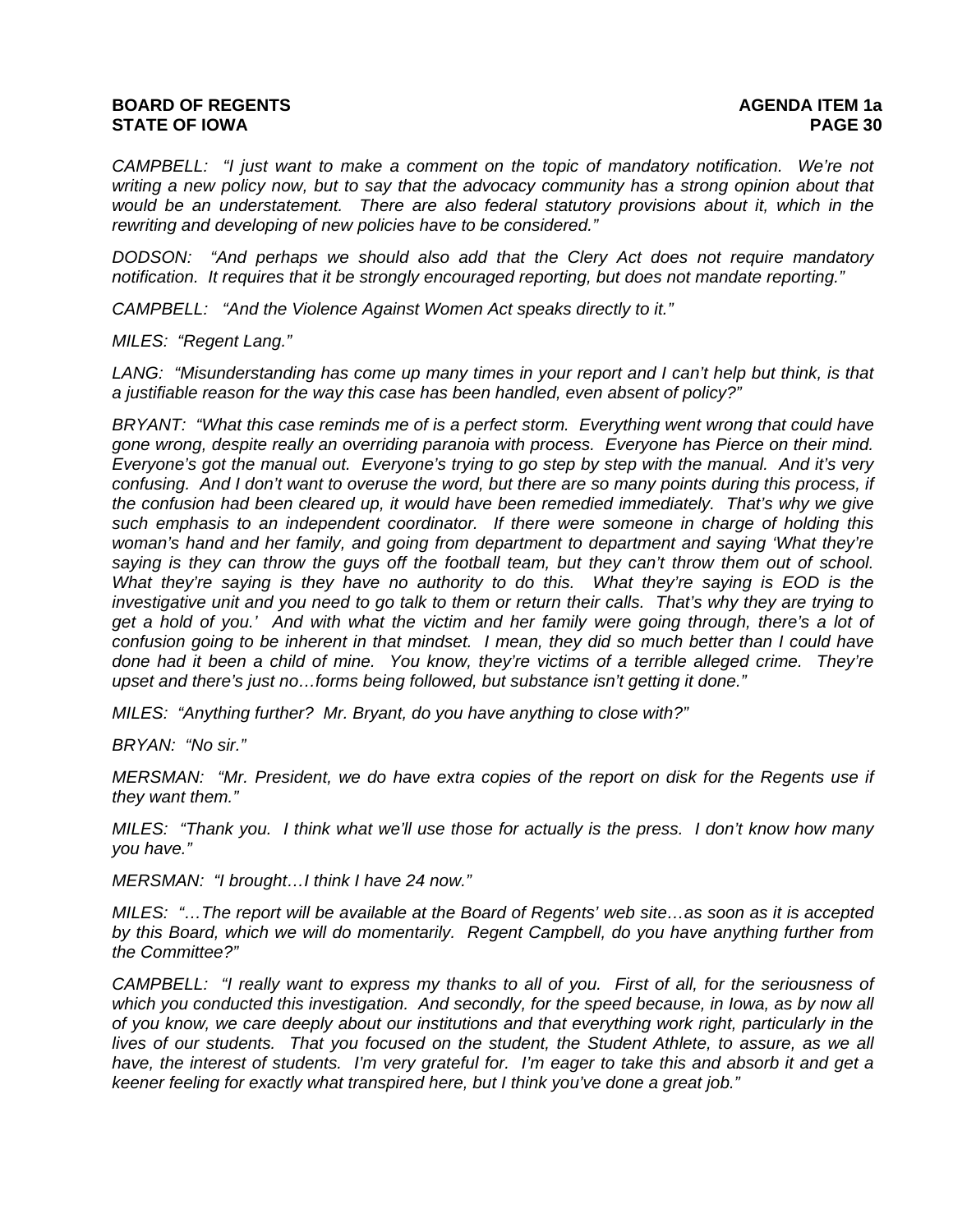*CAMPBELL: "I just want to make a comment on the topic of mandatory notification. We're not writing a new policy now, but to say that the advocacy community has a strong opinion about that would be an understatement. There are also federal statutory provisions about it, which in the rewriting and developing of new policies have to be considered."*

*DODSON: "And perhaps we should also add that the Clery Act does not require mandatory notification. It requires that it be strongly encouraged reporting, but does not mandate reporting."*

*CAMPBELL: "And the Violence Against Women Act speaks directly to it."*

*MILES: "Regent Lang."*

*LANG: "Misunderstanding has come up many times in your report and I can't help but think, is that a justifiable reason for the way this case has been handled, even absent of policy?"*

*BRYANT: "What this case reminds me of is a perfect storm. Everything went wrong that could have gone wrong, despite really an overriding paranoia with process. Everyone has Pierce on their mind. Everyone's got the manual out. Everyone's trying to go step by step with the manual. And it's very confusing. And I don't want to overuse the word, but there are so many points during this process, if the confusion had been cleared up, it would have been remedied immediately. That's why we give such emphasis to an independent coordinator. If there were someone in charge of holding this woman's hand and her family, and going from department to department and saying 'What they're saying is they can throw the guys off the football team, but they can't throw them out of school. What they're saying is they have no authority to do this. What they're saying is EOD is the investigative unit and you need to go talk to them or return their calls. That's why they are trying to get a hold of you.' And with what the victim and her family were going through, there's a lot of confusion going to be inherent in that mindset. I mean, they did so much better than I could have done had it been a child of mine. You know, they're victims of a terrible alleged crime. They're upset and there's just no…forms being followed, but substance isn't getting it done."*

*MILES: "Anything further? Mr. Bryant, do you have anything to close with?"*

*BRYAN: "No sir."*

*MERSMAN: "Mr. President, we do have extra copies of the report on disk for the Regents use if they want them."*

*MILES: "Thank you. I think what we'll use those for actually is the press. I don't know how many you have."*

*MERSMAN: "I brought…I think I have 24 now."*

*MILES: "…The report will be available at the Board of Regents' web site…as soon as it is accepted by this Board, which we will do momentarily. Regent Campbell, do you have anything further from the Committee?"*

*CAMPBELL: "I really want to express my thanks to all of you. First of all, for the seriousness of which you conducted this investigation. And secondly, for the speed because, in Iowa, as by now all of you know, we care deeply about our institutions and that everything work right, particularly in the lives of our students. That you focused on the student, the Student Athlete, to assure, as we all have, the interest of students. I'm very grateful for. I'm eager to take this and absorb it and get a keener feeling for exactly what transpired here, but I think you've done a great job."*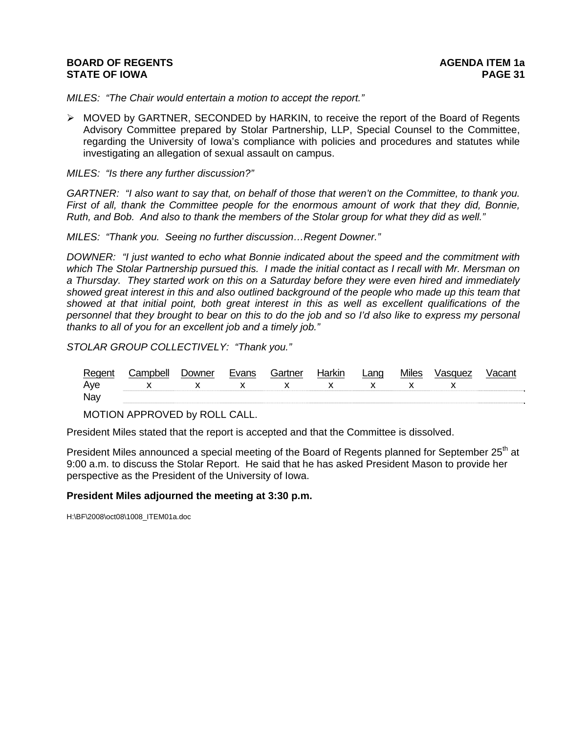*MILES: "The Chair would entertain a motion to accept the report."*

- MOVED by GARTNER, SECONDED by HARKIN, to receive the report of the Board of Regents Advisory Committee prepared by Stolar Partnership, LLP, Special Counsel to the Committee, regarding the University of Iowa's compliance with policies and procedures and statutes while investigating an allegation of sexual assault on campus.

*MILES: "Is there any further discussion?"*

*GARTNER: "I also want to say that, on behalf of those that weren't on the Committee, to thank you. First of all, thank the Committee people for the enormous amount of work that they did, Bonnie, Ruth, and Bob. And also to thank the members of the Stolar group for what they did as well."*

*MILES: "Thank you. Seeing no further discussion…Regent Downer."*

*DOWNER: "I just wanted to echo what Bonnie indicated about the speed and the commitment with which The Stolar Partnership pursued this. I made the initial contact as I recall with Mr. Mersman on a Thursday. They started work on this on a Saturday before they were even hired and immediately showed great interest in this and also outlined background of the people who made up this team that showed at that initial point, both great interest in this as well as excellent qualifications of the personnel that they brought to bear on this to do the job and so I'd also like to express my personal thanks to all of you for an excellent job and a timely job."*

*STOLAR GROUP COLLECTIVELY: "Thank you."*

| Regent | Campbell | Downer | Evans | Gartner | Harkin | Lang | Miles | Vasquez | Vacant |
|---|---|---|---|---|---|---|---|---|---|
| Aye | x | x | x | x | x | x | x | x | |
| Nay | | | | | | | | | |

MOTION APPROVED by ROLL CALL.

President Miles stated that the report is accepted and that the Committee is dissolved.

President Miles announced a special meeting of the Board of Regents planned for September 25th at 9:00 a.m. to discuss the Stolar Report. He said that he has asked President Mason to provide her perspective as the President of the University of Iowa.

**President Miles adjourned the meeting at 3:30 p.m.**

H:\BF\2008\oct08\1008_ITEM01a.doc